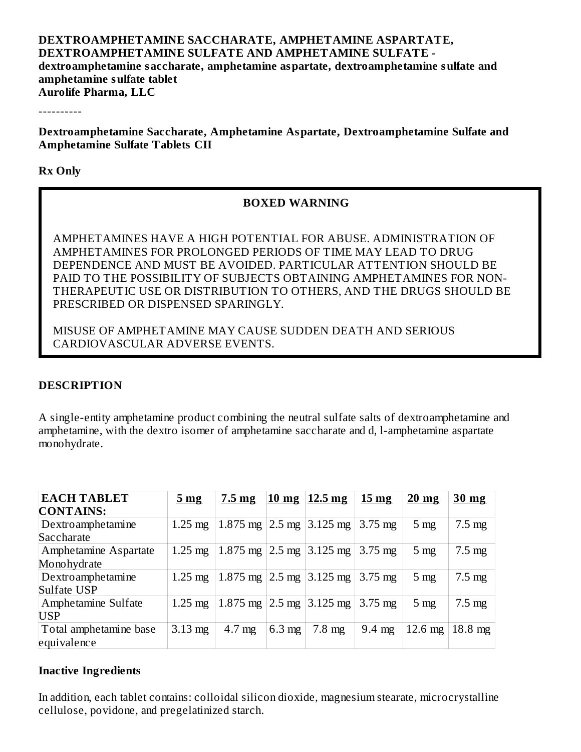**DEXTROAMPHETAMINE SACCHARATE, AMPHETAMINE ASPARTATE, DEXTROAMPHETAMINE SULFATE AND AMPHETAMINE SULFATE - dextroamphetamine saccharate, amphetamine aspartate, dextroamphetamine sulfate and amphetamine sulfate tablet**
**Aurolife Pharma, LLC**

----------

**Dextroamphetamine Saccharate, Amphetamine Aspartate, Dextroamphetamine Sulfate and Amphetamine Sulfate Tablets CII**

**Rx Only**

**BOXED WARNING**

AMPHETAMINES HAVE A HIGH POTENTIAL FOR ABUSE. ADMINISTRATION OF AMPHETAMINES FOR PROLONGED PERIODS OF TIME MAY LEAD TO DRUG DEPENDENCE AND MUST BE AVOIDED. PARTICULAR ATTENTION SHOULD BE PAID TO THE POSSIBILITY OF SUBJECTS OBTAINING AMPHETAMINES FOR NON-THERAPEUTIC USE OR DISTRIBUTION TO OTHERS, AND THE DRUGS SHOULD BE PRESCRIBED OR DISPENSED SPARINGLY.

MISUSE OF AMPHETAMINE MAY CAUSE SUDDEN DEATH AND SERIOUS CARDIOVASCULAR ADVERSE EVENTS.

## DESCRIPTION

A single-entity amphetamine product combining the neutral sulfate salts of dextroamphetamine and amphetamine, with the dextro isomer of amphetamine saccharate and d, l-amphetamine aspartate monohydrate.

| EACH TABLET CONTAINS: | 5 mg | 7.5 mg | 10 mg | 12.5 mg | 15 mg | 20 mg | 30 mg |
|---|---|---|---|---|---|---|---|
| Dextroamphetamine Saccharate | 1.25 mg | 1.875 mg | 2.5 mg | 3.125 mg | 3.75 mg | 5 mg | 7.5 mg |
| Amphetamine Aspartate Monohydrate | 1.25 mg | 1.875 mg | 2.5 mg | 3.125 mg | 3.75 mg | 5 mg | 7.5 mg |
| Dextroamphetamine Sulfate USP | 1.25 mg | 1.875 mg | 2.5 mg | 3.125 mg | 3.75 mg | 5 mg | 7.5 mg |
| Amphetamine Sulfate USP | 1.25 mg | 1.875 mg | 2.5 mg | 3.125 mg | 3.75 mg | 5 mg | 7.5 mg |
| Total amphetamine base equivalence | 3.13 mg | 4.7 mg | 6.3 mg | 7.8 mg | 9.4 mg | 12.6 mg | 18.8 mg |

**Inactive Ingredients**

In addition, each tablet contains: colloidal silicon dioxide, magnesium stearate, microcrystalline cellulose, povidone, and pregelatinized starch.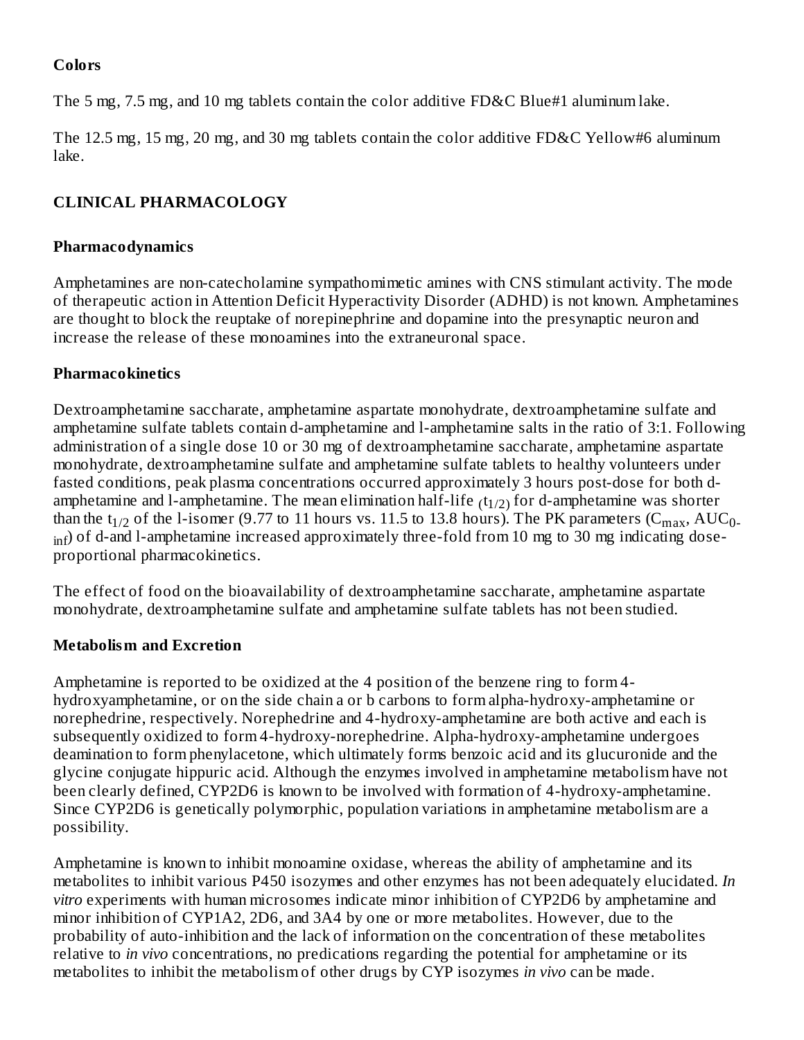**Colors**

The 5 mg, 7.5 mg, and 10 mg tablets contain the color additive FD&C Blue#1 aluminum lake.

The 12.5 mg, 15 mg, 20 mg, and 30 mg tablets contain the color additive FD&C Yellow#6 aluminum lake.

## CLINICAL PHARMACOLOGY

### Pharmacodynamics

Amphetamines are non-catecholamine sympathomimetic amines with CNS stimulant activity. The mode of therapeutic action in Attention Deficit Hyperactivity Disorder (ADHD) is not known. Amphetamines are thought to block the reuptake of norepinephrine and dopamine into the presynaptic neuron and increase the release of these monoamines into the extraneuronal space.

### Pharmacokinetics

Dextroamphetamine saccharate, amphetamine aspartate monohydrate, dextroamphetamine sulfate and amphetamine sulfate tablets contain d-amphetamine and l-amphetamine salts in the ratio of 3:1. Following administration of a single dose 10 or 30 mg of dextroamphetamine saccharate, amphetamine aspartate monohydrate, dextroamphetamine sulfate and amphetamine sulfate tablets to healthy volunteers under fasted conditions, peak plasma concentrations occurred approximately 3 hours post-dose for both d-amphetamine and l-amphetamine. The mean elimination half-life $(t_{1/2})$ for d-amphetamine was shorter than the $t_{1/2}$ of the l-isomer (9.77 to 11 hours vs. 11.5 to 13.8 hours). The PK parameters ($C_{max}$, $AUC_{0-inf}$) of d-and l-amphetamine increased approximately three-fold from 10 mg to 30 mg indicating dose-proportional pharmacokinetics.

The effect of food on the bioavailability of dextroamphetamine saccharate, amphetamine aspartate monohydrate, dextroamphetamine sulfate and amphetamine sulfate tablets has not been studied.

### Metabolism and Excretion

Amphetamine is reported to be oxidized at the 4 position of the benzene ring to form 4-hydroxyamphetamine, or on the side chain a or b carbons to form alpha-hydroxy-amphetamine or norephedrine, respectively. Norephedrine and 4-hydroxy-amphetamine are both active and each is subsequently oxidized to form 4-hydroxy-norephedrine. Alpha-hydroxy-amphetamine undergoes deamination to form phenylacetone, which ultimately forms benzoic acid and its glucuronide and the glycine conjugate hippuric acid. Although the enzymes involved in amphetamine metabolism have not been clearly defined, CYP2D6 is known to be involved with formation of 4-hydroxy-amphetamine. Since CYP2D6 is genetically polymorphic, population variations in amphetamine metabolism are a possibility.

Amphetamine is known to inhibit monoamine oxidase, whereas the ability of amphetamine and its metabolites to inhibit various P450 isozymes and other enzymes has not been adequately elucidated. *In vitro* experiments with human microsomes indicate minor inhibition of CYP2D6 by amphetamine and minor inhibition of CYP1A2, 2D6, and 3A4 by one or more metabolites. However, due to the probability of auto-inhibition and the lack of information on the concentration of these metabolites relative to *in vivo* concentrations, no predications regarding the potential for amphetamine or its metabolites to inhibit the metabolism of other drugs by CYP isozymes *in vivo* can be made.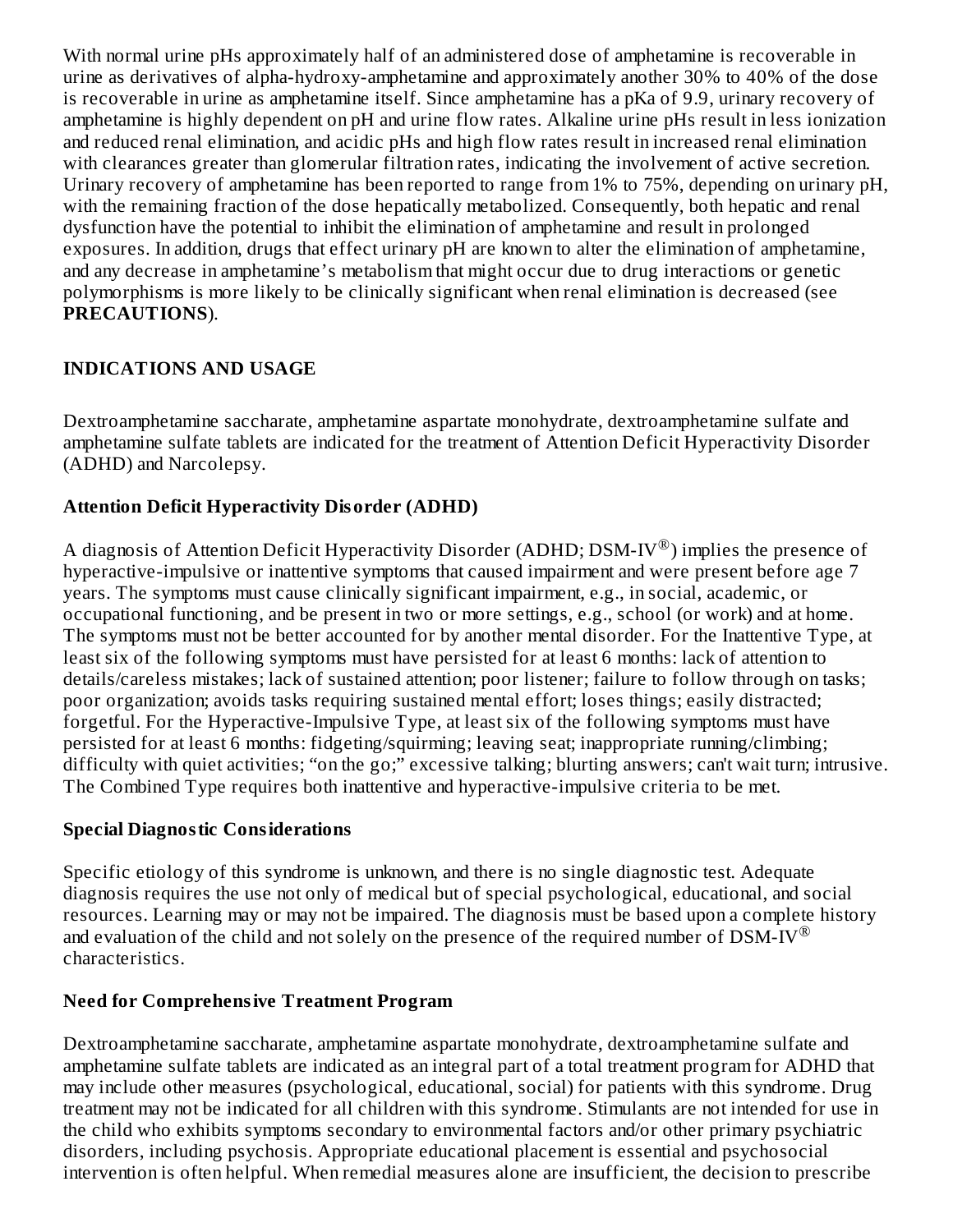With normal urine pHs approximately half of an administered dose of amphetamine is recoverable in urine as derivatives of alpha-hydroxy-amphetamine and approximately another 30% to 40% of the dose is recoverable in urine as amphetamine itself. Since amphetamine has a pKa of 9.9, urinary recovery of amphetamine is highly dependent on pH and urine flow rates. Alkaline urine pHs result in less ionization and reduced renal elimination, and acidic pHs and high flow rates result in increased renal elimination with clearances greater than glomerular filtration rates, indicating the involvement of active secretion. Urinary recovery of amphetamine has been reported to range from 1% to 75%, depending on urinary pH, with the remaining fraction of the dose hepatically metabolized. Consequently, both hepatic and renal dysfunction have the potential to inhibit the elimination of amphetamine and result in prolonged exposures. In addition, drugs that effect urinary pH are known to alter the elimination of amphetamine, and any decrease in amphetamine's metabolism that might occur due to drug interactions or genetic polymorphisms is more likely to be clinically significant when renal elimination is decreased (see **PRECAUTIONS**).

## INDICATIONS AND USAGE

Dextroamphetamine saccharate, amphetamine aspartate monohydrate, dextroamphetamine sulfate and amphetamine sulfate tablets are indicated for the treatment of Attention Deficit Hyperactivity Disorder (ADHD) and Narcolepsy.

### Attention Deficit Hyperactivity Disorder (ADHD)

A diagnosis of Attention Deficit Hyperactivity Disorder (ADHD; DSM-IV®) implies the presence of hyperactive-impulsive or inattentive symptoms that caused impairment and were present before age 7 years. The symptoms must cause clinically significant impairment, e.g., in social, academic, or occupational functioning, and be present in two or more settings, e.g., school (or work) and at home. The symptoms must not be better accounted for by another mental disorder. For the Inattentive Type, at least six of the following symptoms must have persisted for at least 6 months: lack of attention to details/careless mistakes; lack of sustained attention; poor listener; failure to follow through on tasks; poor organization; avoids tasks requiring sustained mental effort; loses things; easily distracted; forgetful. For the Hyperactive-Impulsive Type, at least six of the following symptoms must have persisted for at least 6 months: fidgeting/squirming; leaving seat; inappropriate running/climbing; difficulty with quiet activities; "on the go;" excessive talking; blurting answers; can't wait turn; intrusive. The Combined Type requires both inattentive and hyperactive-impulsive criteria to be met.

### Special Diagnostic Considerations

Specific etiology of this syndrome is unknown, and there is no single diagnostic test. Adequate diagnosis requires the use not only of medical but of special psychological, educational, and social resources. Learning may or may not be impaired. The diagnosis must be based upon a complete history and evaluation of the child and not solely on the presence of the required number of DSM-IV® characteristics.

### Need for Comprehensive Treatment Program

Dextroamphetamine saccharate, amphetamine aspartate monohydrate, dextroamphetamine sulfate and amphetamine sulfate tablets are indicated as an integral part of a total treatment program for ADHD that may include other measures (psychological, educational, social) for patients with this syndrome. Drug treatment may not be indicated for all children with this syndrome. Stimulants are not intended for use in the child who exhibits symptoms secondary to environmental factors and/or other primary psychiatric disorders, including psychosis. Appropriate educational placement is essential and psychosocial intervention is often helpful. When remedial measures alone are insufficient, the decision to prescribe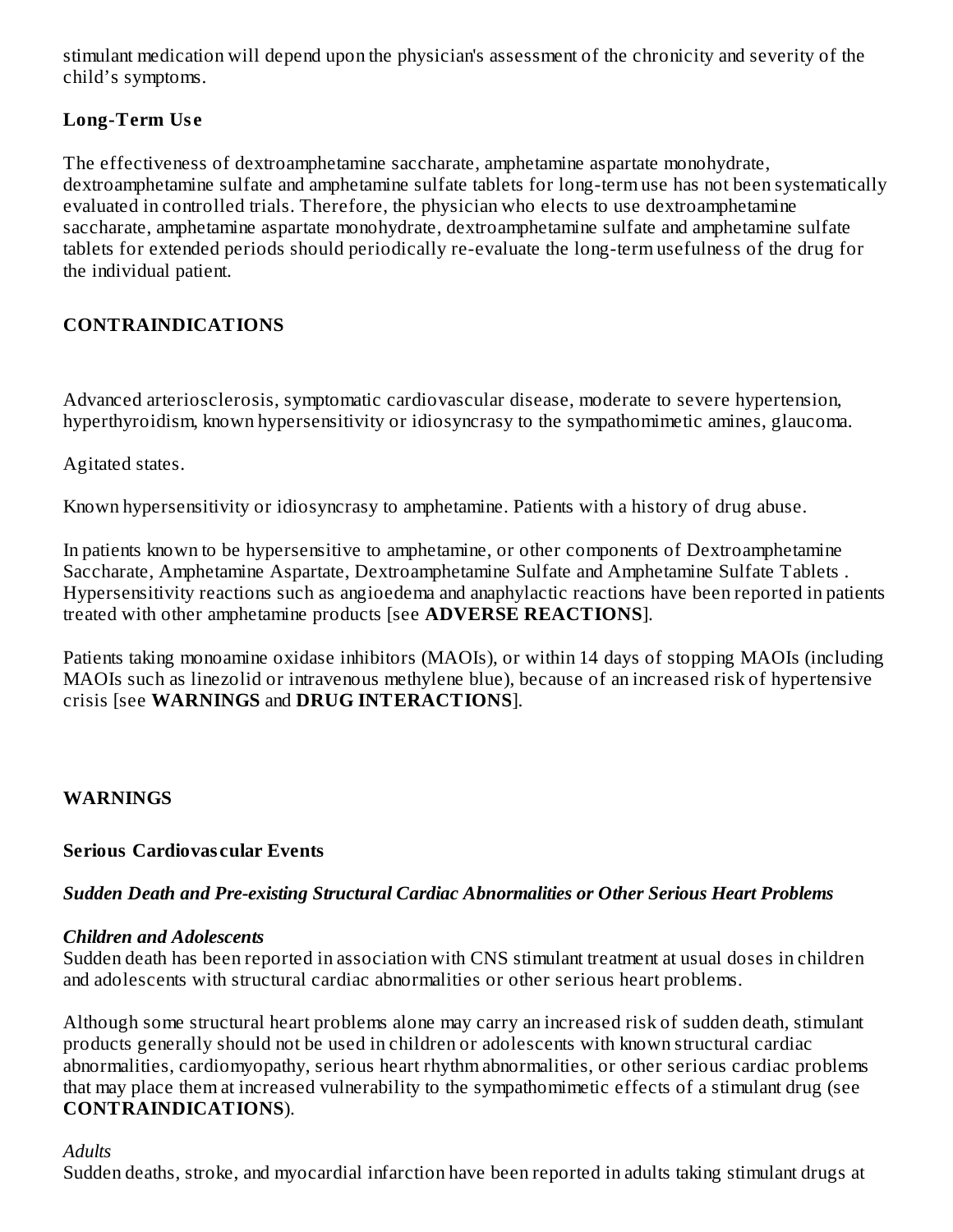stimulant medication will depend upon the physician's assessment of the chronicity and severity of the child's symptoms.

**Long-Term Use**

The effectiveness of dextroamphetamine saccharate, amphetamine aspartate monohydrate, dextroamphetamine sulfate and amphetamine sulfate tablets for long-term use has not been systematically evaluated in controlled trials. Therefore, the physician who elects to use dextroamphetamine saccharate, amphetamine aspartate monohydrate, dextroamphetamine sulfate and amphetamine sulfate tablets for extended periods should periodically re-evaluate the long-term usefulness of the drug for the individual patient.

## CONTRAINDICATIONS

Advanced arteriosclerosis, symptomatic cardiovascular disease, moderate to severe hypertension, hyperthyroidism, known hypersensitivity or idiosyncrasy to the sympathomimetic amines, glaucoma.

Agitated states.

Known hypersensitivity or idiosyncrasy to amphetamine. Patients with a history of drug abuse.

In patients known to be hypersensitive to amphetamine, or other components of Dextroamphetamine Saccharate, Amphetamine Aspartate, Dextroamphetamine Sulfate and Amphetamine Sulfate Tablets . Hypersensitivity reactions such as angioedema and anaphylactic reactions have been reported in patients treated with other amphetamine products [see **ADVERSE REACTIONS**].

Patients taking monoamine oxidase inhibitors (MAOIs), or within 14 days of stopping MAOIs (including MAOIs such as linezolid or intravenous methylene blue), because of an increased risk of hypertensive crisis [see **WARNINGS** and **DRUG INTERACTIONS**].

## WARNINGS

### Serious Cardiovascular Events

***Sudden Death and Pre-existing Structural Cardiac Abnormalities or Other Serious Heart Problems***

***Children and Adolescents***

Sudden death has been reported in association with CNS stimulant treatment at usual doses in children and adolescents with structural cardiac abnormalities or other serious heart problems.

Although some structural heart problems alone may carry an increased risk of sudden death, stimulant products generally should not be used in children or adolescents with known structural cardiac abnormalities, cardiomyopathy, serious heart rhythm abnormalities, or other serious cardiac problems that may place them at increased vulnerability to the sympathomimetic effects of a stimulant drug (see **CONTRAINDICATIONS**).

*Adults*

Sudden deaths, stroke, and myocardial infarction have been reported in adults taking stimulant drugs at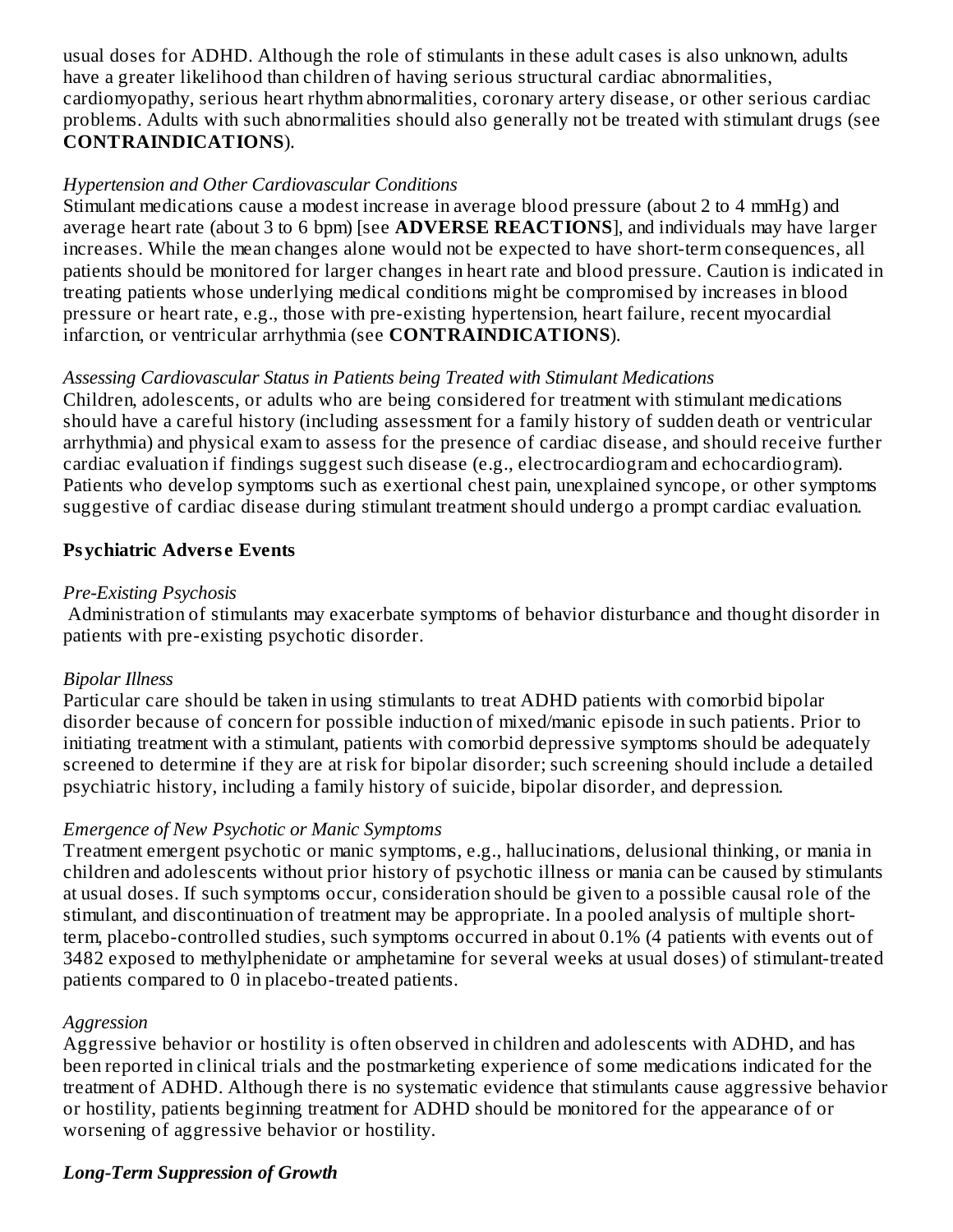usual doses for ADHD. Although the role of stimulants in these adult cases is also unknown, adults have a greater likelihood than children of having serious structural cardiac abnormalities, cardiomyopathy, serious heart rhythm abnormalities, coronary artery disease, or other serious cardiac problems. Adults with such abnormalities should also generally not be treated with stimulant drugs (see **CONTRAINDICATIONS**).

*Hypertension and Other Cardiovascular Conditions*

Stimulant medications cause a modest increase in average blood pressure (about 2 to 4 mmHg) and average heart rate (about 3 to 6 bpm) [see **ADVERSE REACTIONS**], and individuals may have larger increases. While the mean changes alone would not be expected to have short-term consequences, all patients should be monitored for larger changes in heart rate and blood pressure. Caution is indicated in treating patients whose underlying medical conditions might be compromised by increases in blood pressure or heart rate, e.g., those with pre-existing hypertension, heart failure, recent myocardial infarction, or ventricular arrhythmia (see **CONTRAINDICATIONS**).

*Assessing Cardiovascular Status in Patients being Treated with Stimulant Medications*

Children, adolescents, or adults who are being considered for treatment with stimulant medications should have a careful history (including assessment for a family history of sudden death or ventricular arrhythmia) and physical exam to assess for the presence of cardiac disease, and should receive further cardiac evaluation if findings suggest such disease (e.g., electrocardiogram and echocardiogram). Patients who develop symptoms such as exertional chest pain, unexplained syncope, or other symptoms suggestive of cardiac disease during stimulant treatment should undergo a prompt cardiac evaluation.

**Psychiatric Adverse Events**

*Pre-Existing Psychosis*

Administration of stimulants may exacerbate symptoms of behavior disturbance and thought disorder in patients with pre-existing psychotic disorder.

*Bipolar Illness*

Particular care should be taken in using stimulants to treat ADHD patients with comorbid bipolar disorder because of concern for possible induction of mixed/manic episode in such patients. Prior to initiating treatment with a stimulant, patients with comorbid depressive symptoms should be adequately screened to determine if they are at risk for bipolar disorder; such screening should include a detailed psychiatric history, including a family history of suicide, bipolar disorder, and depression.

*Emergence of New Psychotic or Manic Symptoms*

Treatment emergent psychotic or manic symptoms, e.g., hallucinations, delusional thinking, or mania in children and adolescents without prior history of psychotic illness or mania can be caused by stimulants at usual doses. If such symptoms occur, consideration should be given to a possible causal role of the stimulant, and discontinuation of treatment may be appropriate. In a pooled analysis of multiple short-term, placebo-controlled studies, such symptoms occurred in about 0.1% (4 patients with events out of 3482 exposed to methylphenidate or amphetamine for several weeks at usual doses) of stimulant-treated patients compared to 0 in placebo-treated patients.

*Aggression*

Aggressive behavior or hostility is often observed in children and adolescents with ADHD, and has been reported in clinical trials and the postmarketing experience of some medications indicated for the treatment of ADHD. Although there is no systematic evidence that stimulants cause aggressive behavior or hostility, patients beginning treatment for ADHD should be monitored for the appearance of or worsening of aggressive behavior or hostility.

***Long-Term Suppression of Growth***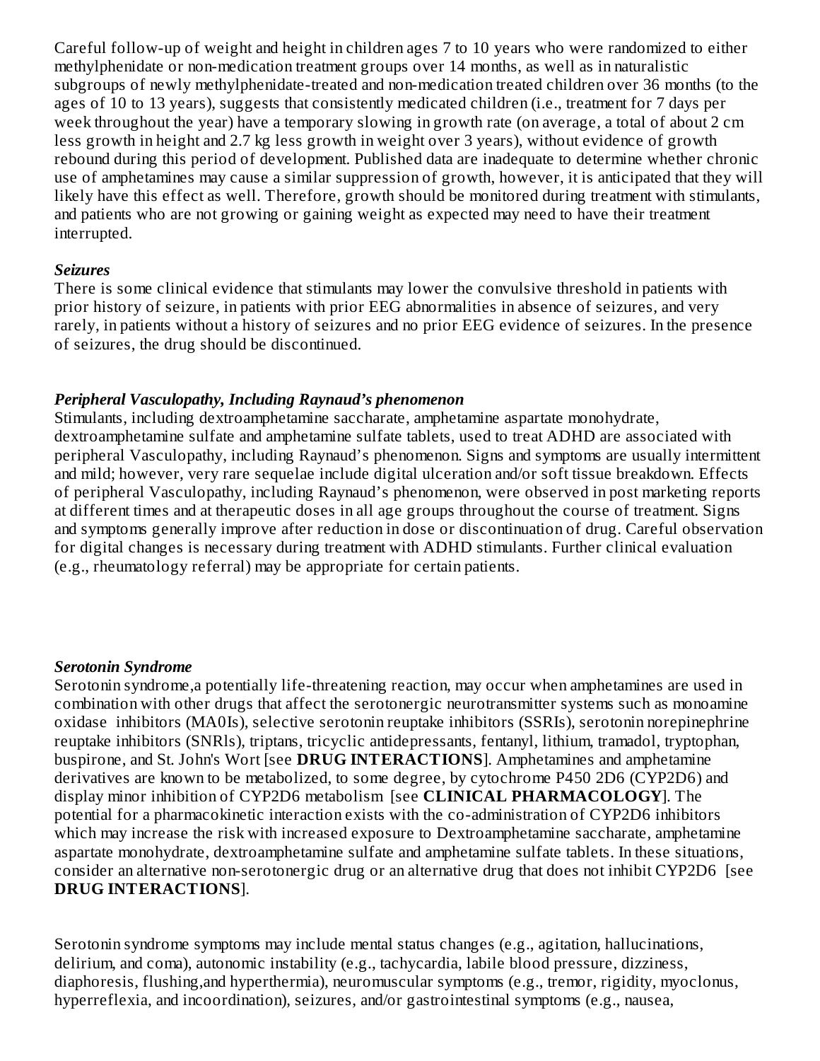Careful follow-up of weight and height in children ages 7 to 10 years who were randomized to either methylphenidate or non-medication treatment groups over 14 months, as well as in naturalistic subgroups of newly methylphenidate-treated and non-medication treated children over 36 months (to the ages of 10 to 13 years), suggests that consistently medicated children (i.e., treatment for 7 days per week throughout the year) have a temporary slowing in growth rate (on average, a total of about 2 cm less growth in height and 2.7 kg less growth in weight over 3 years), without evidence of growth rebound during this period of development. Published data are inadequate to determine whether chronic use of amphetamines may cause a similar suppression of growth, however, it is anticipated that they will likely have this effect as well. Therefore, growth should be monitored during treatment with stimulants, and patients who are not growing or gaining weight as expected may need to have their treatment interrupted.

***Seizures***

There is some clinical evidence that stimulants may lower the convulsive threshold in patients with prior history of seizure, in patients with prior EEG abnormalities in absence of seizures, and very rarely, in patients without a history of seizures and no prior EEG evidence of seizures. In the presence of seizures, the drug should be discontinued.

***Peripheral Vasculopathy, Including Raynaud's phenomenon***

Stimulants, including dextroamphetamine saccharate, amphetamine aspartate monohydrate, dextroamphetamine sulfate and amphetamine sulfate tablets, used to treat ADHD are associated with peripheral Vasculopathy, including Raynaud's phenomenon. Signs and symptoms are usually intermittent and mild; however, very rare sequelae include digital ulceration and/or soft tissue breakdown. Effects of peripheral Vasculopathy, including Raynaud's phenomenon, were observed in post marketing reports at different times and at therapeutic doses in all age groups throughout the course of treatment. Signs and symptoms generally improve after reduction in dose or discontinuation of drug. Careful observation for digital changes is necessary during treatment with ADHD stimulants. Further clinical evaluation (e.g., rheumatology referral) may be appropriate for certain patients.

***Serotonin Syndrome***

Serotonin syndrome,a potentially life-threatening reaction, may occur when amphetamines are used in combination with other drugs that affect the serotonergic neurotransmitter systems such as monoamine oxidase inhibitors (MA0Is), selective serotonin reuptake inhibitors (SSRIs), serotonin norepinephrine reuptake inhibitors (SNRls), triptans, tricyclic antidepressants, fentanyl, lithium, tramadol, tryptophan, buspirone, and St. John's Wort [see **DRUG INTERACTIONS**]. Amphetamines and amphetamine derivatives are known to be metabolized, to some degree, by cytochrome P450 2D6 (CYP2D6) and display minor inhibition of CYP2D6 metabolism [see **CLINICAL PHARMACOLOGY**]. The potential for a pharmacokinetic interaction exists with the co-administration of CYP2D6 inhibitors which may increase the risk with increased exposure to Dextroamphetamine saccharate, amphetamine aspartate monohydrate, dextroamphetamine sulfate and amphetamine sulfate tablets. In these situations, consider an alternative non-serotonergic drug or an alternative drug that does not inhibit CYP2D6 [see **DRUG INTERACTIONS**].

Serotonin syndrome symptoms may include mental status changes (e.g., agitation, hallucinations, delirium, and coma), autonomic instability (e.g., tachycardia, labile blood pressure, dizziness, diaphoresis, flushing,and hyperthermia), neuromuscular symptoms (e.g., tremor, rigidity, myoclonus, hyperreflexia, and incoordination), seizures, and/or gastrointestinal symptoms (e.g., nausea,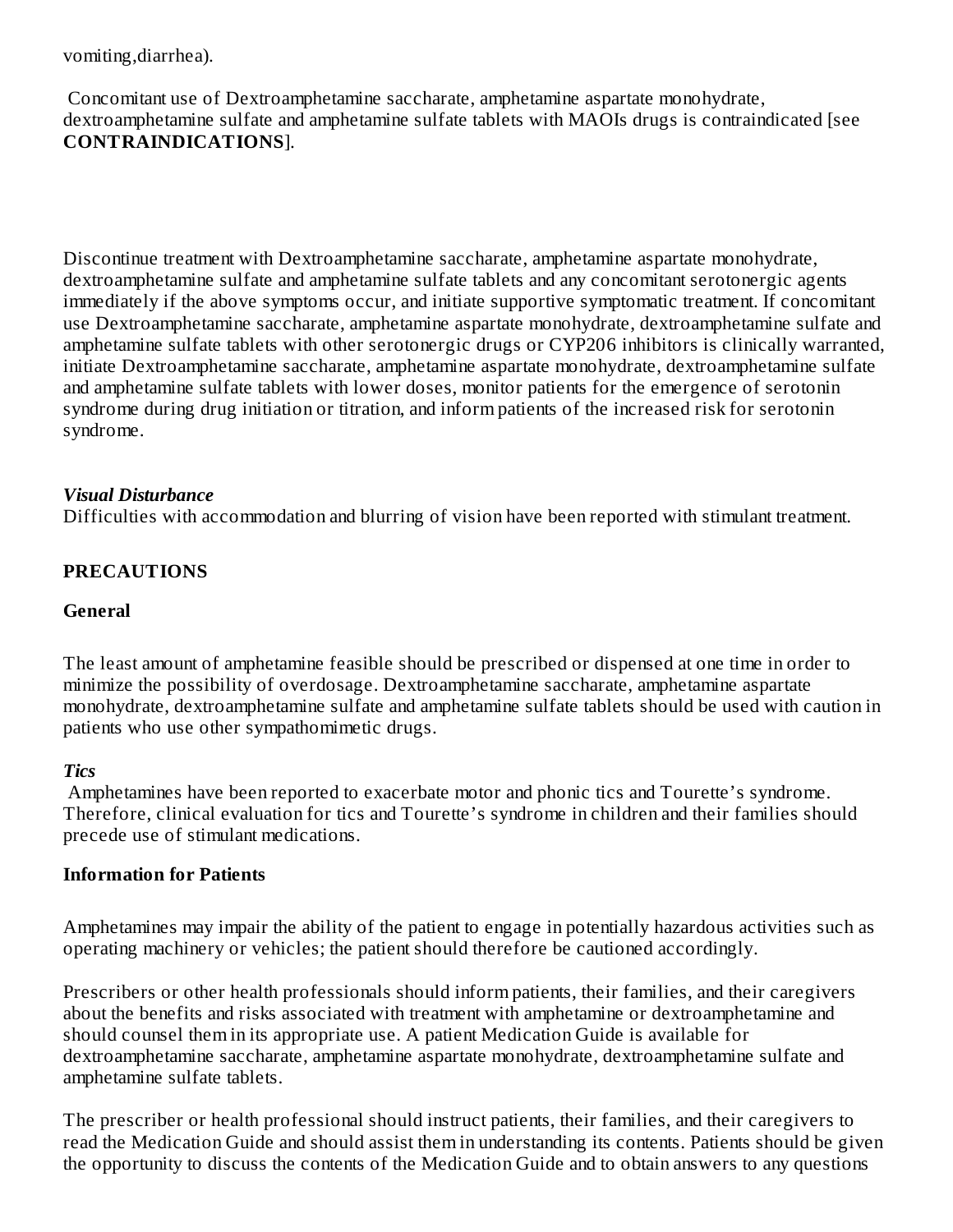vomiting,diarrhea).

Concomitant use of Dextroamphetamine saccharate, amphetamine aspartate monohydrate, dextroamphetamine sulfate and amphetamine sulfate tablets with MAOIs drugs is contraindicated [see **CONTRAINDICATIONS**].

Discontinue treatment with Dextroamphetamine saccharate, amphetamine aspartate monohydrate, dextroamphetamine sulfate and amphetamine sulfate tablets and any concomitant serotonergic agents immediately if the above symptoms occur, and initiate supportive symptomatic treatment. If concomitant use Dextroamphetamine saccharate, amphetamine aspartate monohydrate, dextroamphetamine sulfate and amphetamine sulfate tablets with other serotonergic drugs or CYP2D6 inhibitors is clinically warranted, initiate Dextroamphetamine saccharate, amphetamine aspartate monohydrate, dextroamphetamine sulfate and amphetamine sulfate tablets with lower doses, monitor patients for the emergence of serotonin syndrome during drug initiation or titration, and inform patients of the increased risk for serotonin syndrome.

***Visual Disturbance***

Difficulties with accommodation and blurring of vision have been reported with stimulant treatment.

## PRECAUTIONS

### General

The least amount of amphetamine feasible should be prescribed or dispensed at one time in order to minimize the possibility of overdosage. Dextroamphetamine saccharate, amphetamine aspartate monohydrate, dextroamphetamine sulfate and amphetamine sulfate tablets should be used with caution in patients who use other sympathomimetic drugs.

***Tics***

Amphetamines have been reported to exacerbate motor and phonic tics and Tourette's syndrome. Therefore, clinical evaluation for tics and Tourette's syndrome in children and their families should precede use of stimulant medications.

### Information for Patients

Amphetamines may impair the ability of the patient to engage in potentially hazardous activities such as operating machinery or vehicles; the patient should therefore be cautioned accordingly.

Prescribers or other health professionals should inform patients, their families, and their caregivers about the benefits and risks associated with treatment with amphetamine or dextroamphetamine and should counsel them in its appropriate use. A patient Medication Guide is available for dextroamphetamine saccharate, amphetamine aspartate monohydrate, dextroamphetamine sulfate and amphetamine sulfate tablets.

The prescriber or health professional should instruct patients, their families, and their caregivers to read the Medication Guide and should assist them in understanding its contents. Patients should be given the opportunity to discuss the contents of the Medication Guide and to obtain answers to any questions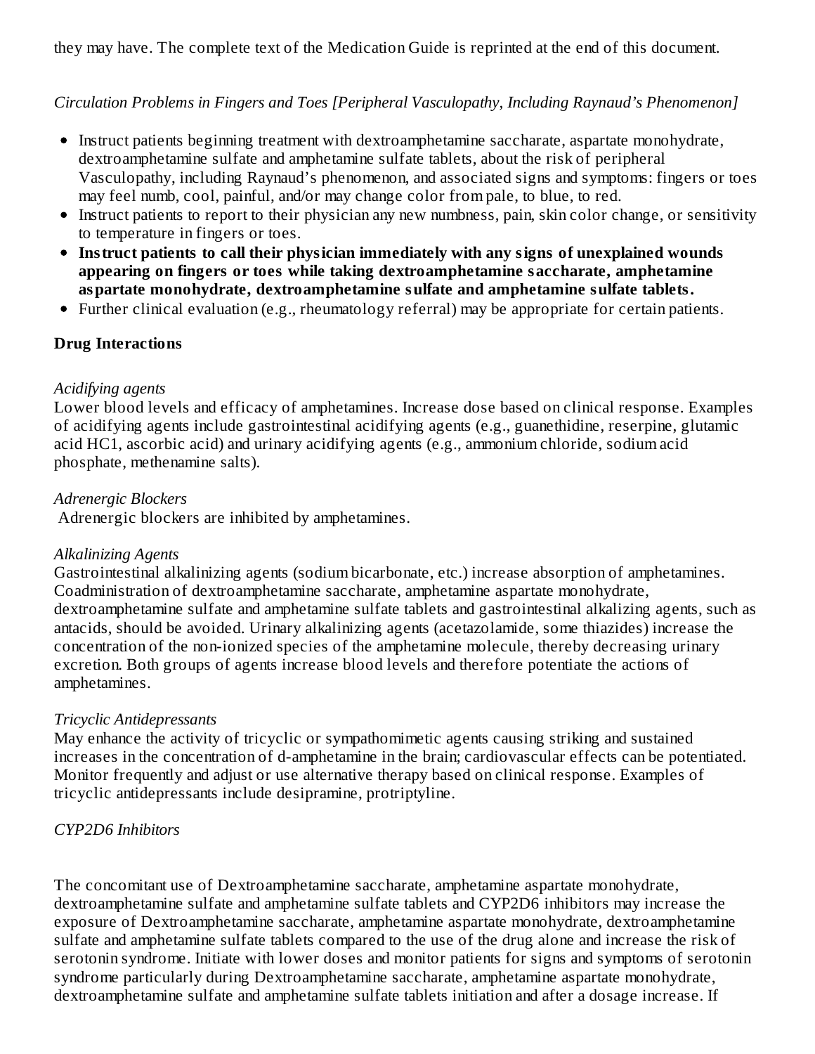they may have. The complete text of the Medication Guide is reprinted at the end of this document.

*Circulation Problems in Fingers and Toes [Peripheral Vasculopathy, Including Raynaud's Phenomenon]*

- Instruct patients beginning treatment with dextroamphetamine saccharate, aspartate monohydrate, dextroamphetamine sulfate and amphetamine sulfate tablets, about the risk of peripheral Vasculopathy, including Raynaud's phenomenon, and associated signs and symptoms: fingers or toes may feel numb, cool, painful, and/or may change color from pale, to blue, to red.
- Instruct patients to report to their physician any new numbness, pain, skin color change, or sensitivity to temperature in fingers or toes.
- **Instruct patients to call their physician immediately with any signs of unexplained wounds appearing on fingers or toes while taking dextroamphetamine saccharate, amphetamine aspartate monohydrate, dextroamphetamine sulfate and amphetamine sulfate tablets.**
- Further clinical evaluation (e.g., rheumatology referral) may be appropriate for certain patients.

**Drug Interactions**

*Acidifying agents*
Lower blood levels and efficacy of amphetamines. Increase dose based on clinical response. Examples of acidifying agents include gastrointestinal acidifying agents (e.g., guanethidine, reserpine, glutamic acid HC1, ascorbic acid) and urinary acidifying agents (e.g., ammonium chloride, sodium acid phosphate, methenamine salts).

*Adrenergic Blockers*
Adrenergic blockers are inhibited by amphetamines.

*Alkalinizing Agents*
Gastrointestinal alkalinizing agents (sodium bicarbonate, etc.) increase absorption of amphetamines. Coadministration of dextroamphetamine saccharate, amphetamine aspartate monohydrate, dextroamphetamine sulfate and amphetamine sulfate tablets and gastrointestinal alkalizing agents, such as antacids, should be avoided. Urinary alkalinizing agents (acetazolamide, some thiazides) increase the concentration of the non-ionized species of the amphetamine molecule, thereby decreasing urinary excretion. Both groups of agents increase blood levels and therefore potentiate the actions of amphetamines.

*Tricyclic Antidepressants*
May enhance the activity of tricyclic or sympathomimetic agents causing striking and sustained increases in the concentration of d-amphetamine in the brain; cardiovascular effects can be potentiated. Monitor frequently and adjust or use alternative therapy based on clinical response. Examples of tricyclic antidepressants include desipramine, protriptyline.

*CYP2D6 Inhibitors*

The concomitant use of Dextroamphetamine saccharate, amphetamine aspartate monohydrate, dextroamphetamine sulfate and amphetamine sulfate tablets and CYP2D6 inhibitors may increase the exposure of Dextroamphetamine saccharate, amphetamine aspartate monohydrate, dextroamphetamine sulfate and amphetamine sulfate tablets compared to the use of the drug alone and increase the risk of serotonin syndrome. Initiate with lower doses and monitor patients for signs and symptoms of serotonin syndrome particularly during Dextroamphetamine saccharate, amphetamine aspartate monohydrate, dextroamphetamine sulfate and amphetamine sulfate tablets initiation and after a dosage increase. If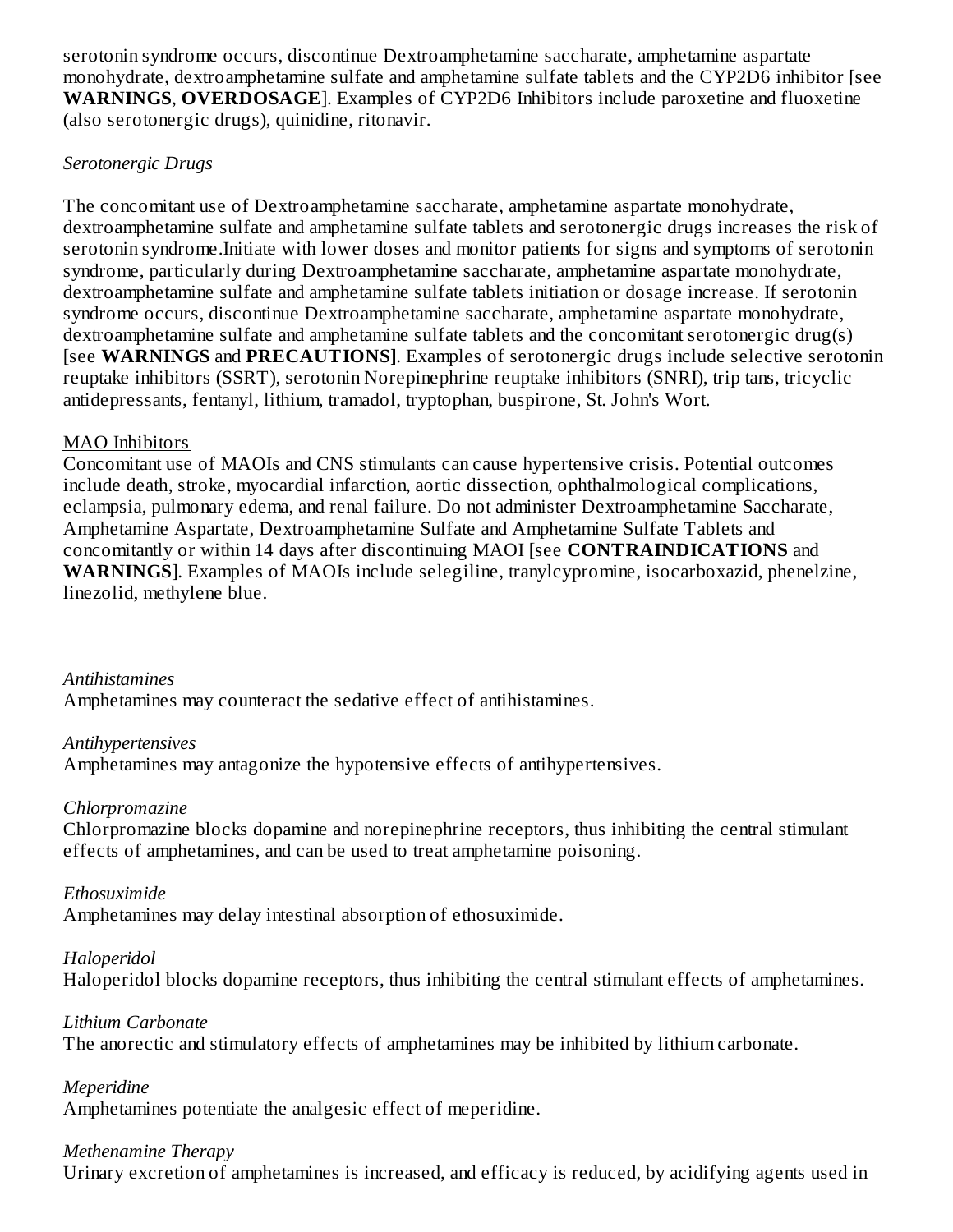serotonin syndrome occurs, discontinue Dextroamphetamine saccharate, amphetamine aspartate monohydrate, dextroamphetamine sulfate and amphetamine sulfate tablets and the CYP2D6 inhibitor [see **WARNINGS**, **OVERDOSAGE**]. Examples of CYP2D6 Inhibitors include paroxetine and fluoxetine (also serotonergic drugs), quinidine, ritonavir.

*Serotonergic Drugs*

The concomitant use of Dextroamphetamine saccharate, amphetamine aspartate monohydrate, dextroamphetamine sulfate and amphetamine sulfate tablets and serotonergic drugs increases the risk of serotonin syndrome.Initiate with lower doses and monitor patients for signs and symptoms of serotonin syndrome, particularly during Dextroamphetamine saccharate, amphetamine aspartate monohydrate, dextroamphetamine sulfate and amphetamine sulfate tablets initiation or dosage increase. If serotonin syndrome occurs, discontinue Dextroamphetamine saccharate, amphetamine aspartate monohydrate, dextroamphetamine sulfate and amphetamine sulfate tablets and the concomitant serotonergic drug(s) [see **WARNINGS** and **PRECAUTIONS]**. Examples of serotonergic drugs include selective serotonin reuptake inhibitors (SSRT), serotonin Norepinephrine reuptake inhibitors (SNRI), trip tans, tricyclic antidepressants, fentanyl, lithium, tramadol, tryptophan, buspirone, St. John's Wort.

MAO Inhibitors

Concomitant use of MAOIs and CNS stimulants can cause hypertensive crisis. Potential outcomes include death, stroke, myocardial infarction, aortic dissection, ophthalmological complications, eclampsia, pulmonary edema, and renal failure. Do not administer Dextroamphetamine Saccharate, Amphetamine Aspartate, Dextroamphetamine Sulfate and Amphetamine Sulfate Tablets and concomitantly or within 14 days after discontinuing MAOI [see **CONTRAINDICATIONS** and **WARNINGS**]. Examples of MAOIs include selegiline, tranylcypromine, isocarboxazid, phenelzine, linezolid, methylene blue.

*Antihistamines*

Amphetamines may counteract the sedative effect of antihistamines.

*Antihypertensives*

Amphetamines may antagonize the hypotensive effects of antihypertensives.

*Chlorpromazine*

Chlorpromazine blocks dopamine and norepinephrine receptors, thus inhibiting the central stimulant effects of amphetamines, and can be used to treat amphetamine poisoning.

*Ethosuximide*

Amphetamines may delay intestinal absorption of ethosuximide.

*Haloperidol*

Haloperidol blocks dopamine receptors, thus inhibiting the central stimulant effects of amphetamines.

*Lithium Carbonate*

The anorectic and stimulatory effects of amphetamines may be inhibited by lithium carbonate.

*Meperidine*

Amphetamines potentiate the analgesic effect of meperidine.

*Methenamine Therapy*

Urinary excretion of amphetamines is increased, and efficacy is reduced, by acidifying agents used in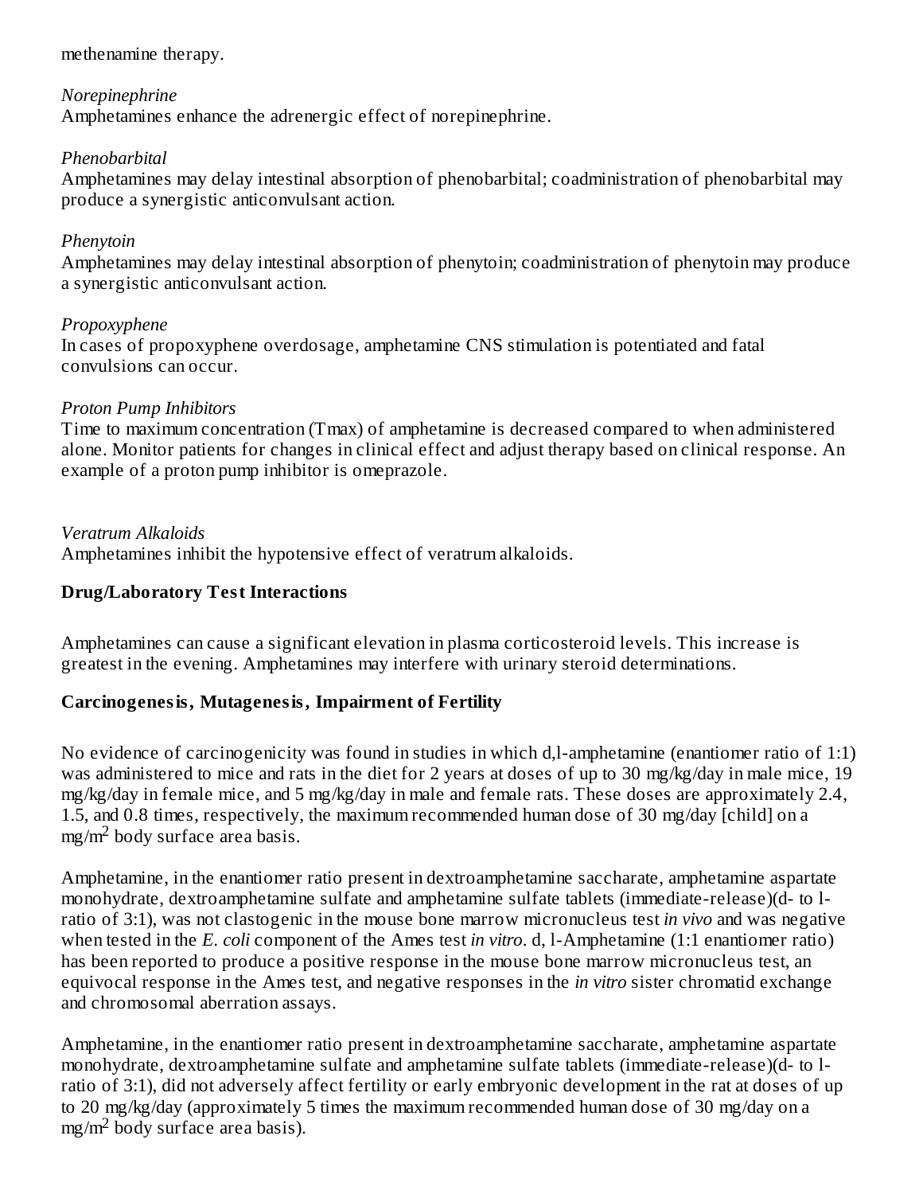methenamine therapy.

*Norepinephrine*
Amphetamines enhance the adrenergic effect of norepinephrine.

*Phenobarbital*
Amphetamines may delay intestinal absorption of phenobarbital; coadministration of phenobarbital may produce a synergistic anticonvulsant action.

*Phenytoin*
Amphetamines may delay intestinal absorption of phenytoin; coadministration of phenytoin may produce a synergistic anticonvulsant action.

*Propoxyphene*
In cases of propoxyphene overdosage, amphetamine CNS stimulation is potentiated and fatal convulsions can occur.

*Proton Pump Inhibitors*
Time to maximum concentration (Tmax) of amphetamine is decreased compared to when administered alone. Monitor patients for changes in clinical effect and adjust therapy based on clinical response. An example of a proton pump inhibitor is omeprazole.

*Veratrum Alkaloids*
Amphetamines inhibit the hypotensive effect of veratrum alkaloids.

**Drug/Laboratory Test Interactions**

Amphetamines can cause a significant elevation in plasma corticosteroid levels. This increase is greatest in the evening. Amphetamines may interfere with urinary steroid determinations.

**Carcinogenesis, Mutagenesis, Impairment of Fertility**

No evidence of carcinogenicity was found in studies in which d,l-amphetamine (enantiomer ratio of 1:1) was administered to mice and rats in the diet for 2 years at doses of up to 30 mg/kg/day in male mice, 19 mg/kg/day in female mice, and 5 mg/kg/day in male and female rats. These doses are approximately 2.4, 1.5, and 0.8 times, respectively, the maximum recommended human dose of 30 mg/day [child] on a $mg/m^2$ body surface area basis.

Amphetamine, in the enantiomer ratio present in dextroamphetamine saccharate, amphetamine aspartate monohydrate, dextroamphetamine sulfate and amphetamine sulfate tablets (immediate-release)(d- to l-ratio of 3:1), was not clastogenic in the mouse bone marrow micronucleus test *in vivo* and was negative when tested in the *E. coli* component of the Ames test *in vitro*. d, l-Amphetamine (1:1 enantiomer ratio) has been reported to produce a positive response in the mouse bone marrow micronucleus test, an equivocal response in the Ames test, and negative responses in the *in vitro* sister chromatid exchange and chromosomal aberration assays.

Amphetamine, in the enantiomer ratio present in dextroamphetamine saccharate, amphetamine aspartate monohydrate, dextroamphetamine sulfate and amphetamine sulfate tablets (immediate-release)(d- to l-ratio of 3:1), did not adversely affect fertility or early embryonic development in the rat at doses of up to 20 mg/kg/day (approximately 5 times the maximum recommended human dose of 30 mg/day on a $mg/m^2$ body surface area basis).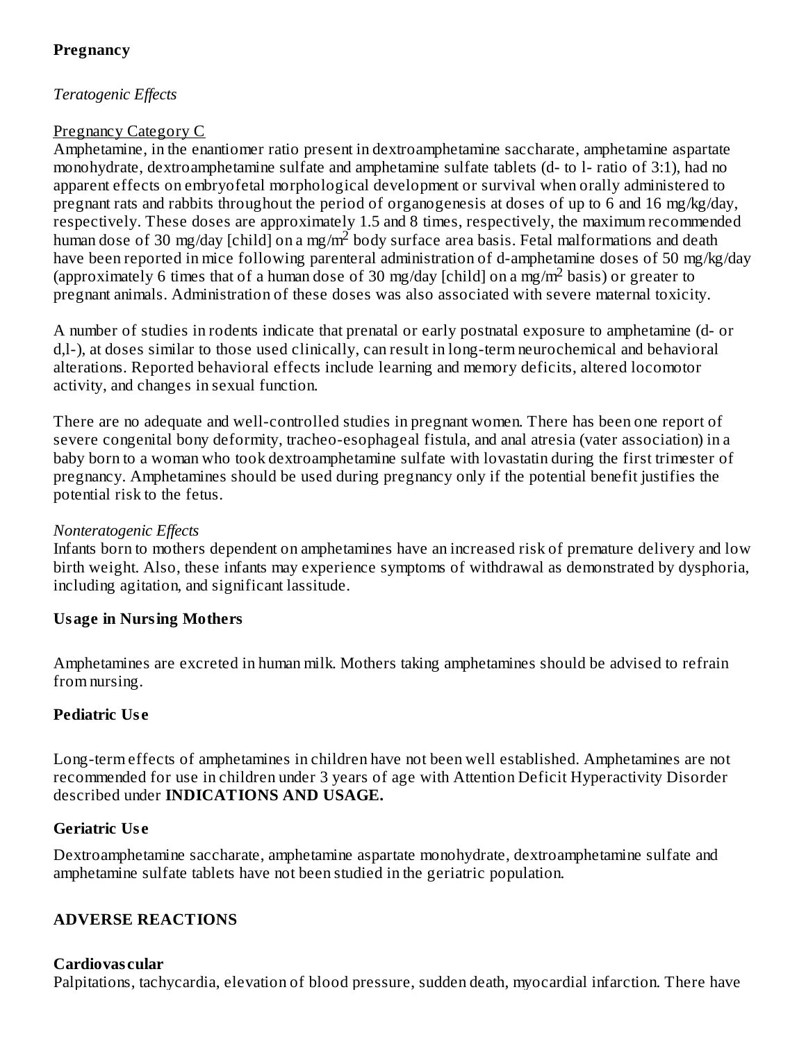## Pregnancy

*Teratogenic Effects*

Pregnancy Category C

Amphetamine, in the enantiomer ratio present in dextroamphetamine saccharate, amphetamine aspartate monohydrate, dextroamphetamine sulfate and amphetamine sulfate tablets (d- to l- ratio of 3:1), had no apparent effects on embryofetal morphological development or survival when orally administered to pregnant rats and rabbits throughout the period of organogenesis at doses of up to 6 and 16 mg/kg/day, respectively. These doses are approximately 1.5 and 8 times, respectively, the maximum recommended human dose of 30 mg/day [child] on a mg/$m^2$ body surface area basis. Fetal malformations and death have been reported in mice following parenteral administration of d-amphetamine doses of 50 mg/kg/day (approximately 6 times that of a human dose of 30 mg/day [child] on a mg/$m^2$ basis) or greater to pregnant animals. Administration of these doses was also associated with severe maternal toxicity.

A number of studies in rodents indicate that prenatal or early postnatal exposure to amphetamine (d- or d,l-), at doses similar to those used clinically, can result in long-term neurochemical and behavioral alterations. Reported behavioral effects include learning and memory deficits, altered locomotor activity, and changes in sexual function.

There are no adequate and well-controlled studies in pregnant women. There has been one report of severe congenital bony deformity, tracheo-esophageal fistula, and anal atresia (vater association) in a baby born to a woman who took dextroamphetamine sulfate with lovastatin during the first trimester of pregnancy. Amphetamines should be used during pregnancy only if the potential benefit justifies the potential risk to the fetus.

*Nonteratogenic Effects*

Infants born to mothers dependent on amphetamines have an increased risk of premature delivery and low birth weight. Also, these infants may experience symptoms of withdrawal as demonstrated by dysphoria, including agitation, and significant lassitude.

## Usage in Nursing Mothers

Amphetamines are excreted in human milk. Mothers taking amphetamines should be advised to refrain from nursing.

## Pediatric Use

Long-term effects of amphetamines in children have not been well established. Amphetamines are not recommended for use in children under 3 years of age with Attention Deficit Hyperactivity Disorder described under **INDICATIONS AND USAGE.**

## Geriatric Use

Dextroamphetamine saccharate, amphetamine aspartate monohydrate, dextroamphetamine sulfate and amphetamine sulfate tablets have not been studied in the geriatric population.

# ADVERSE REACTIONS

## Cardiovascular

Palpitations, tachycardia, elevation of blood pressure, sudden death, myocardial infarction. There have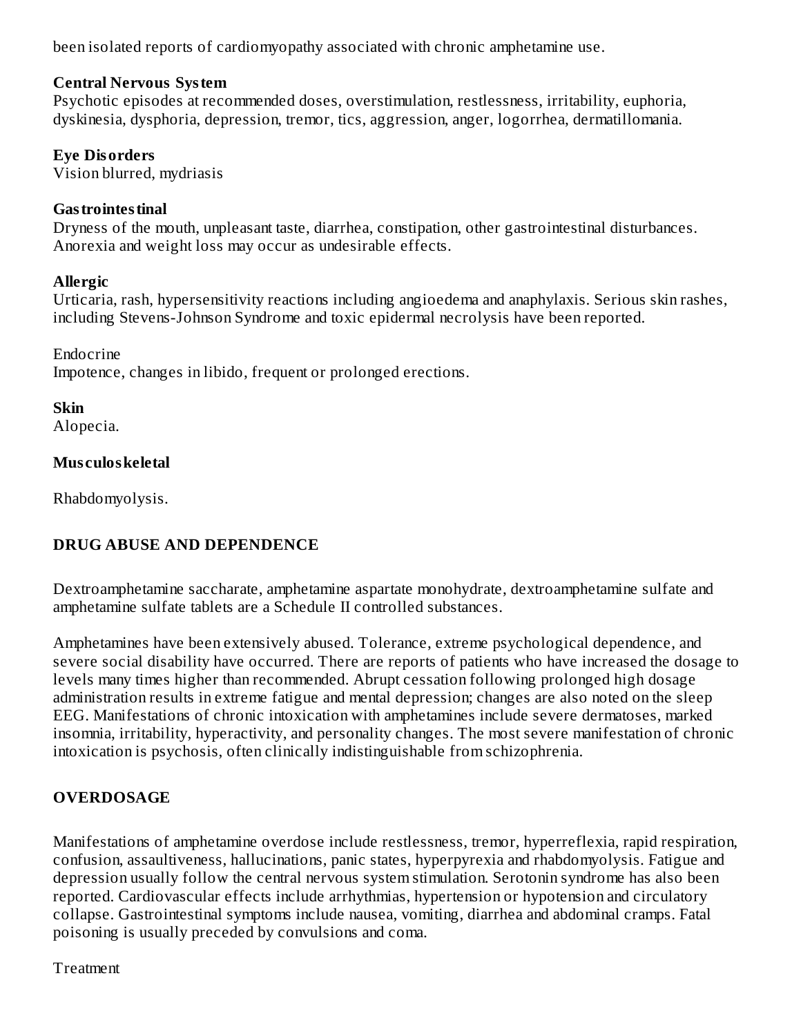been isolated reports of cardiomyopathy associated with chronic amphetamine use.

**Central Nervous System**
Psychotic episodes at recommended doses, overstimulation, restlessness, irritability, euphoria, dyskinesia, dysphoria, depression, tremor, tics, aggression, anger, logorrhea, dermatillomania.

**Eye Disorders**
Vision blurred, mydriasis

**Gastrointestinal**
Dryness of the mouth, unpleasant taste, diarrhea, constipation, other gastrointestinal disturbances. Anorexia and weight loss may occur as undesirable effects.

**Allergic**
Urticaria, rash, hypersensitivity reactions including angioedema and anaphylaxis. Serious skin rashes, including Stevens-Johnson Syndrome and toxic epidermal necrolysis have been reported.

Endocrine
Impotence, changes in libido, frequent or prolonged erections.

**Skin**
Alopecia.

**Musculoskeletal**

Rhabdomyolysis.

## DRUG ABUSE AND DEPENDENCE

Dextroamphetamine saccharate, amphetamine aspartate monohydrate, dextroamphetamine sulfate and amphetamine sulfate tablets are a Schedule II controlled substances.

Amphetamines have been extensively abused. Tolerance, extreme psychological dependence, and severe social disability have occurred. There are reports of patients who have increased the dosage to levels many times higher than recommended. Abrupt cessation following prolonged high dosage administration results in extreme fatigue and mental depression; changes are also noted on the sleep EEG. Manifestations of chronic intoxication with amphetamines include severe dermatoses, marked insomnia, irritability, hyperactivity, and personality changes. The most severe manifestation of chronic intoxication is psychosis, often clinically indistinguishable from schizophrenia.

## OVERDOSAGE

Manifestations of amphetamine overdose include restlessness, tremor, hyperreflexia, rapid respiration, confusion, assaultiveness, hallucinations, panic states, hyperpyrexia and rhabdomyolysis. Fatigue and depression usually follow the central nervous system stimulation. Serotonin syndrome has also been reported. Cardiovascular effects include arrhythmias, hypertension or hypotension and circulatory collapse. Gastrointestinal symptoms include nausea, vomiting, diarrhea and abdominal cramps. Fatal poisoning is usually preceded by convulsions and coma.

Treatment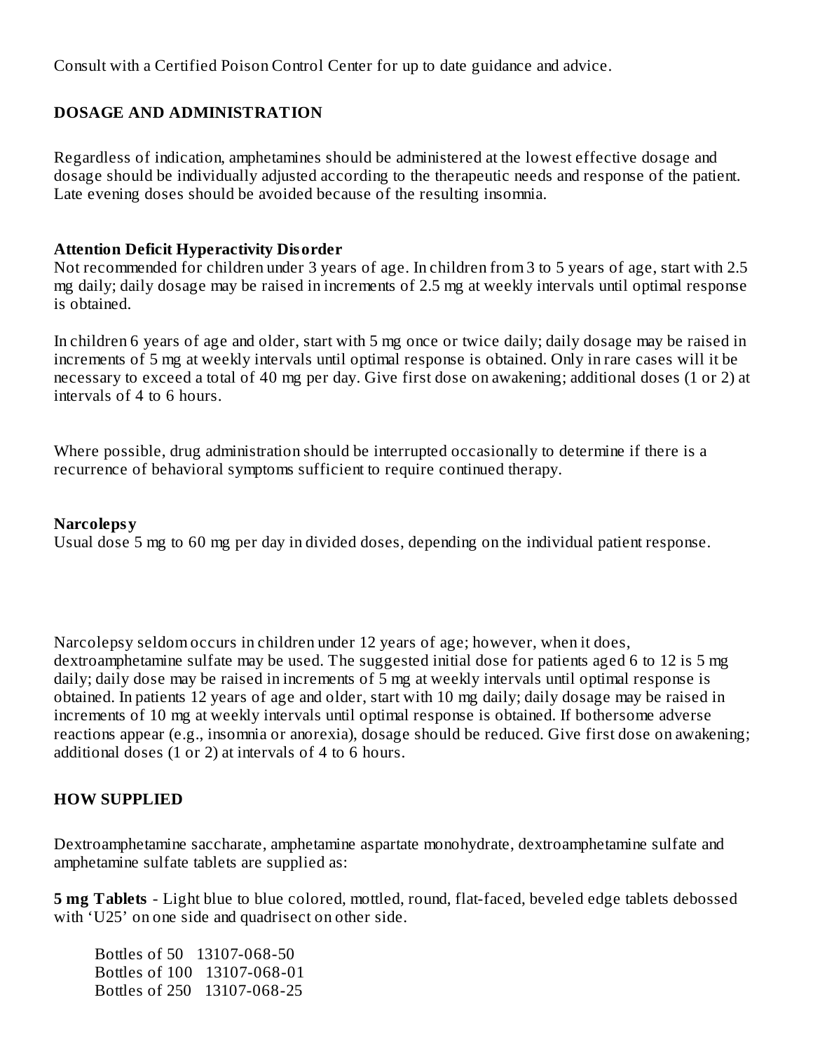Consult with a Certified Poison Control Center for up to date guidance and advice.

## DOSAGE AND ADMINISTRATION

Regardless of indication, amphetamines should be administered at the lowest effective dosage and dosage should be individually adjusted according to the therapeutic needs and response of the patient. Late evening doses should be avoided because of the resulting insomnia.

### Attention Deficit Hyperactivity Disorder

Not recommended for children under 3 years of age. In children from 3 to 5 years of age, start with 2.5 mg daily; daily dosage may be raised in increments of 2.5 mg at weekly intervals until optimal response is obtained.

In children 6 years of age and older, start with 5 mg once or twice daily; daily dosage may be raised in increments of 5 mg at weekly intervals until optimal response is obtained. Only in rare cases will it be necessary to exceed a total of 40 mg per day. Give first dose on awakening; additional doses (1 or 2) at intervals of 4 to 6 hours.

Where possible, drug administration should be interrupted occasionally to determine if there is a recurrence of behavioral symptoms sufficient to require continued therapy.

### Narcolepsy

Usual dose 5 mg to 60 mg per day in divided doses, depending on the individual patient response.

Narcolepsy seldom occurs in children under 12 years of age; however, when it does, dextroamphetamine sulfate may be used. The suggested initial dose for patients aged 6 to 12 is 5 mg daily; daily dose may be raised in increments of 5 mg at weekly intervals until optimal response is obtained. In patients 12 years of age and older, start with 10 mg daily; daily dosage may be raised in increments of 10 mg at weekly intervals until optimal response is obtained. If bothersome adverse reactions appear (e.g., insomnia or anorexia), dosage should be reduced. Give first dose on awakening; additional doses (1 or 2) at intervals of 4 to 6 hours.

## HOW SUPPLIED

Dextroamphetamine saccharate, amphetamine aspartate monohydrate, dextroamphetamine sulfate and amphetamine sulfate tablets are supplied as:

**5 mg Tablets** - Light blue to blue colored, mottled, round, flat-faced, beveled edge tablets debossed with 'U25' on one side and quadrisect on other side.

Bottles of 50 13107-068-50
Bottles of 100 13107-068-01
Bottles of 250 13107-068-25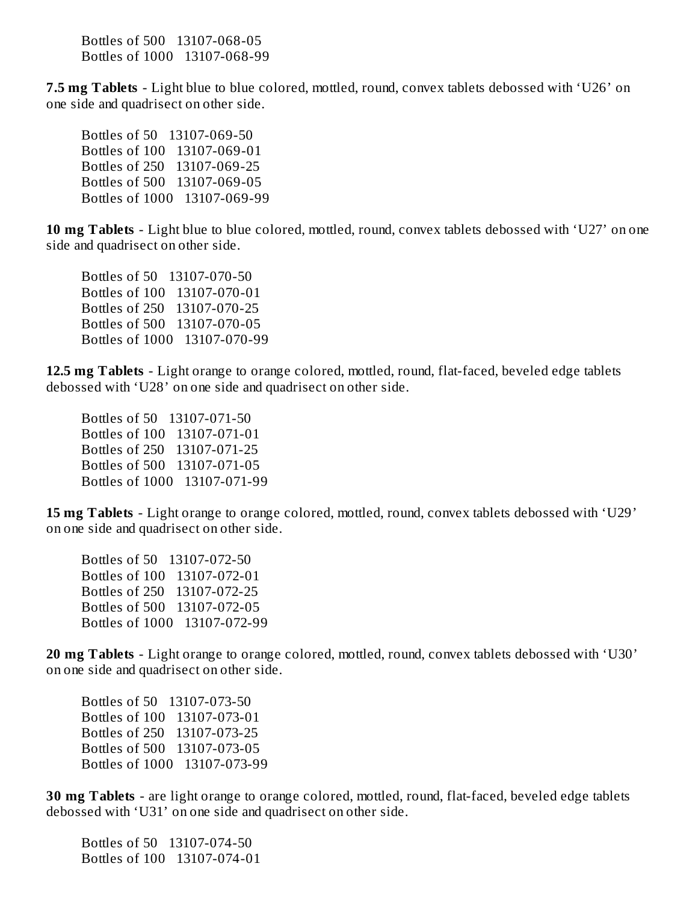Bottles of 500   13107-068-05
Bottles of 1000   13107-068-99

**7.5 mg Tablets** - Light blue to blue colored, mottled, round, convex tablets debossed with 'U26' on one side and quadrisect on other side.

Bottles of 50   13107-069-50
Bottles of 100   13107-069-01
Bottles of 250   13107-069-25
Bottles of 500   13107-069-05
Bottles of 1000   13107-069-99

**10 mg Tablets** - Light blue to blue colored, mottled, round, convex tablets debossed with 'U27' on one side and quadrisect on other side.

Bottles of 50   13107-070-50
Bottles of 100   13107-070-01
Bottles of 250   13107-070-25
Bottles of 500   13107-070-05
Bottles of 1000   13107-070-99

**12.5 mg Tablets** - Light orange to orange colored, mottled, round, flat-faced, beveled edge tablets debossed with 'U28' on one side and quadrisect on other side.

Bottles of 50   13107-071-50
Bottles of 100   13107-071-01
Bottles of 250   13107-071-25
Bottles of 500   13107-071-05
Bottles of 1000   13107-071-99

**15 mg Tablets** - Light orange to orange colored, mottled, round, convex tablets debossed with 'U29' on one side and quadrisect on other side.

Bottles of 50   13107-072-50
Bottles of 100   13107-072-01
Bottles of 250   13107-072-25
Bottles of 500   13107-072-05
Bottles of 1000   13107-072-99

**20 mg Tablets** - Light orange to orange colored, mottled, round, convex tablets debossed with 'U30' on one side and quadrisect on other side.

Bottles of 50   13107-073-50
Bottles of 100   13107-073-01
Bottles of 250   13107-073-25
Bottles of 500   13107-073-05
Bottles of 1000   13107-073-99

**30 mg Tablets** - are light orange to orange colored, mottled, round, flat-faced, beveled edge tablets debossed with 'U31' on one side and quadrisect on other side.

Bottles of 50   13107-074-50
Bottles of 100   13107-074-01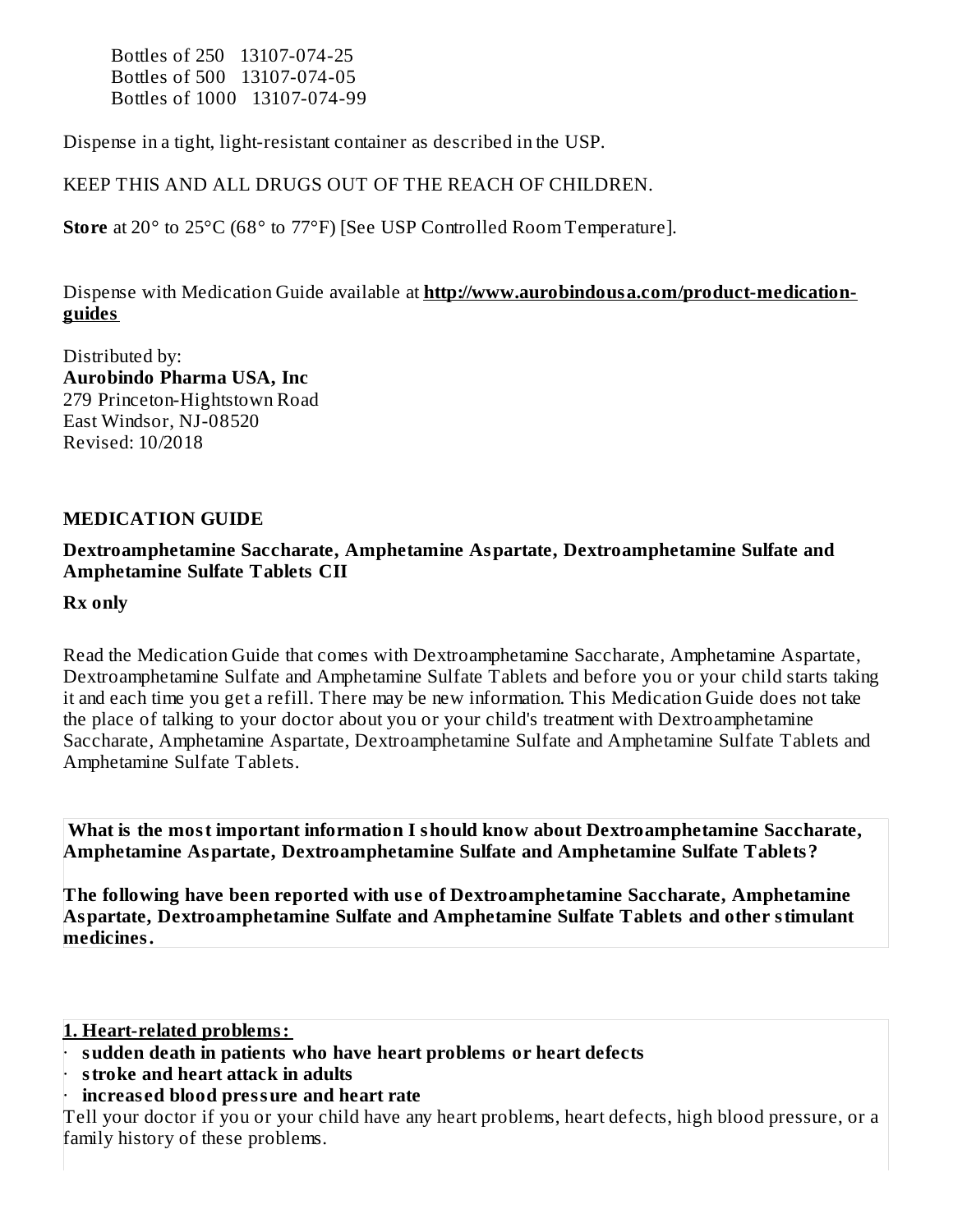Bottles of 250   13107-074-25
Bottles of 500   13107-074-05
Bottles of 1000   13107-074-99

Dispense in a tight, light-resistant container as described in the USP.

KEEP THIS AND ALL DRUGS OUT OF THE REACH OF CHILDREN.

**Store** at 20° to 25°C (68° to 77°F) [See USP Controlled Room Temperature].

Dispense with Medication Guide available at **http://www.aurobindousa.com/product-medication-guides**

Distributed by:
**Aurobindo Pharma USA, Inc**
279 Princeton-Hightstown Road
East Windsor, NJ-08520
Revised: 10/2018

## MEDICATION GUIDE

**Dextroamphetamine Saccharate, Amphetamine Aspartate, Dextroamphetamine Sulfate and Amphetamine Sulfate Tablets CII**

**Rx only**

Read the Medication Guide that comes with Dextroamphetamine Saccharate, Amphetamine Aspartate, Dextroamphetamine Sulfate and Amphetamine Sulfate Tablets and before you or your child starts taking it and each time you get a refill. There may be new information. This Medication Guide does not take the place of talking to your doctor about you or your child's treatment with Dextroamphetamine Saccharate, Amphetamine Aspartate, Dextroamphetamine Sulfate and Amphetamine Sulfate Tablets and Amphetamine Sulfate Tablets.

**What is the most important information I should know about Dextroamphetamine Saccharate, Amphetamine Aspartate, Dextroamphetamine Sulfate and Amphetamine Sulfate Tablets?**

**The following have been reported with use of Dextroamphetamine Saccharate, Amphetamine Aspartate, Dextroamphetamine Sulfate and Amphetamine Sulfate Tablets and other stimulant medicines.**

**1. Heart-related problems:**

- **sudden death in patients who have heart problems or heart defects**
- **stroke and heart attack in adults**
- **increased blood pressure and heart rate**

Tell your doctor if you or your child have any heart problems, heart defects, high blood pressure, or a family history of these problems.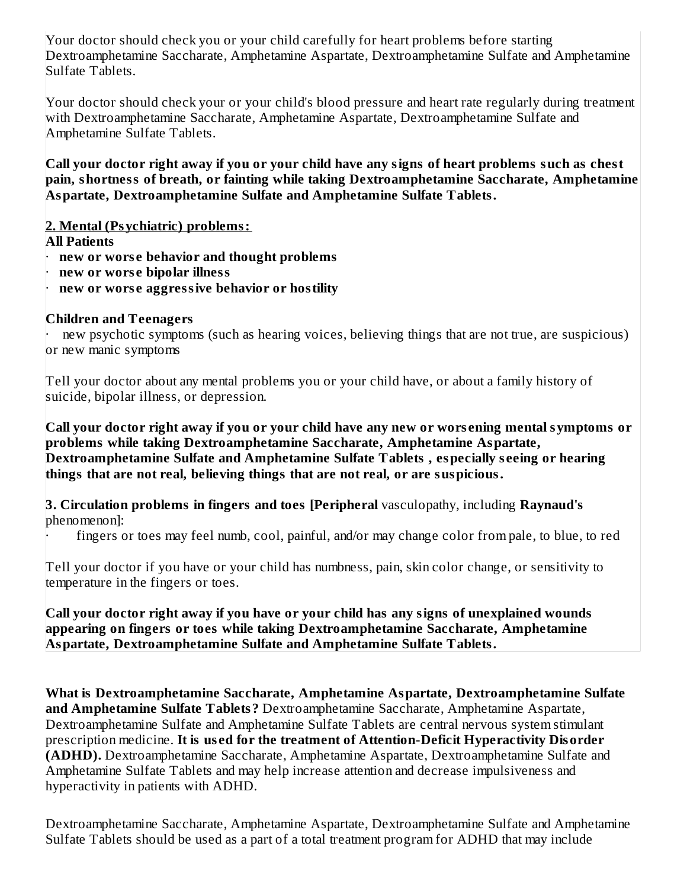Your doctor should check you or your child carefully for heart problems before starting Dextroamphetamine Saccharate, Amphetamine Aspartate, Dextroamphetamine Sulfate and Amphetamine Sulfate Tablets.

Your doctor should check your or your child's blood pressure and heart rate regularly during treatment with Dextroamphetamine Saccharate, Amphetamine Aspartate, Dextroamphetamine Sulfate and Amphetamine Sulfate Tablets.

**Call your doctor right away if you or your child have any signs of heart problems such as chest pain, shortness of breath, or fainting while taking Dextroamphetamine Saccharate, Amphetamine Aspartate, Dextroamphetamine Sulfate and Amphetamine Sulfate Tablets.**

**2. Mental (Psychiatric) problems:**

**All Patients**

- **new or worse behavior and thought problems**
- **new or worse bipolar illness**
- **new or worse aggressive behavior or hostility**

**Children and Teenagers**

- new psychotic symptoms (such as hearing voices, believing things that are not true, are suspicious) or new manic symptoms

Tell your doctor about any mental problems you or your child have, or about a family history of suicide, bipolar illness, or depression.

**Call your doctor right away if you or your child have any new or worsening mental symptoms or problems while taking Dextroamphetamine Saccharate, Amphetamine Aspartate, Dextroamphetamine Sulfate and Amphetamine Sulfate Tablets , especially seeing or hearing things that are not real, believing things that are not real, or are suspicious.**

**3. Circulation problems in fingers and toes [Peripheral** vasculopathy, including **Raynaud's** phenomenon]:

- fingers or toes may feel numb, cool, painful, and/or may change color from pale, to blue, to red

Tell your doctor if you have or your child has numbness, pain, skin color change, or sensitivity to temperature in the fingers or toes.

**Call your doctor right away if you have or your child has any signs of unexplained wounds appearing on fingers or toes while taking Dextroamphetamine Saccharate, Amphetamine Aspartate, Dextroamphetamine Sulfate and Amphetamine Sulfate Tablets.**

**What is Dextroamphetamine Saccharate, Amphetamine Aspartate, Dextroamphetamine Sulfate and Amphetamine Sulfate Tablets?** Dextroamphetamine Saccharate, Amphetamine Aspartate, Dextroamphetamine Sulfate and Amphetamine Sulfate Tablets are central nervous system stimulant prescription medicine. **It is used for the treatment of Attention-Deficit Hyperactivity Disorder (ADHD).** Dextroamphetamine Saccharate, Amphetamine Aspartate, Dextroamphetamine Sulfate and Amphetamine Sulfate Tablets and may help increase attention and decrease impulsiveness and hyperactivity in patients with ADHD.

Dextroamphetamine Saccharate, Amphetamine Aspartate, Dextroamphetamine Sulfate and Amphetamine Sulfate Tablets should be used as a part of a total treatment program for ADHD that may include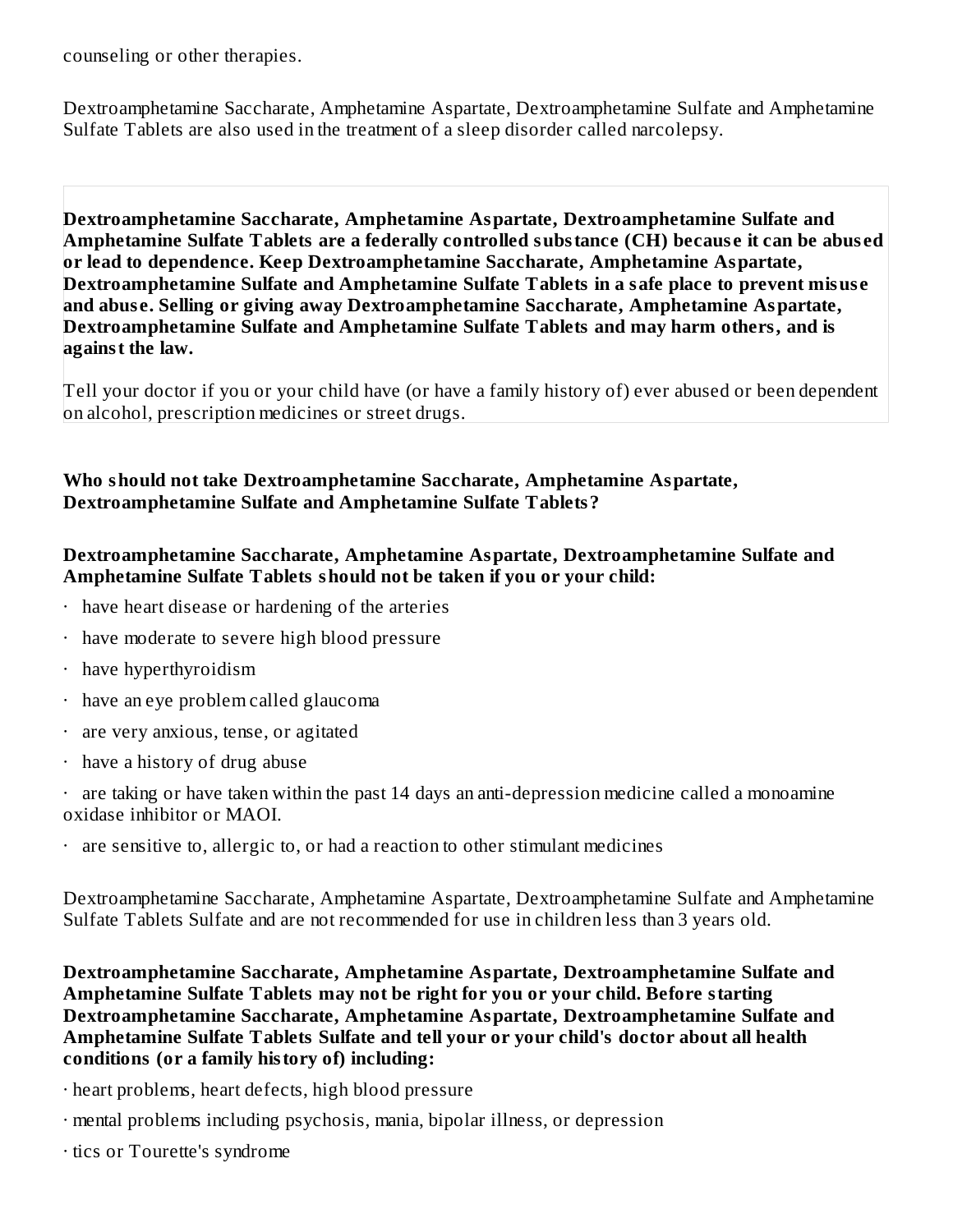counseling or other therapies.

Dextroamphetamine Saccharate, Amphetamine Aspartate, Dextroamphetamine Sulfate and Amphetamine Sulfate Tablets are also used in the treatment of a sleep disorder called narcolepsy.

**Dextroamphetamine Saccharate, Amphetamine Aspartate, Dextroamphetamine Sulfate and Amphetamine Sulfate Tablets are a federally controlled substance (CH) because it can be abused or lead to dependence. Keep Dextroamphetamine Saccharate, Amphetamine Aspartate, Dextroamphetamine Sulfate and Amphetamine Sulfate Tablets in a safe place to prevent misuse and abuse. Selling or giving away Dextroamphetamine Saccharate, Amphetamine Aspartate, Dextroamphetamine Sulfate and Amphetamine Sulfate Tablets and may harm others, and is against the law.**

Tell your doctor if you or your child have (or have a family history of) ever abused or been dependent on alcohol, prescription medicines or street drugs.

**Who should not take Dextroamphetamine Saccharate, Amphetamine Aspartate, Dextroamphetamine Sulfate and Amphetamine Sulfate Tablets?**

**Dextroamphetamine Saccharate, Amphetamine Aspartate, Dextroamphetamine Sulfate and Amphetamine Sulfate Tablets should not be taken if you or your child:**

- have heart disease or hardening of the arteries
- have moderate to severe high blood pressure
- have hyperthyroidism
- have an eye problem called glaucoma
- are very anxious, tense, or agitated
- have a history of drug abuse
- are taking or have taken within the past 14 days an anti-depression medicine called a monoamine oxidase inhibitor or MAOI.
- are sensitive to, allergic to, or had a reaction to other stimulant medicines

Dextroamphetamine Saccharate, Amphetamine Aspartate, Dextroamphetamine Sulfate and Amphetamine Sulfate Tablets Sulfate and are not recommended for use in children less than 3 years old.

**Dextroamphetamine Saccharate, Amphetamine Aspartate, Dextroamphetamine Sulfate and Amphetamine Sulfate Tablets may not be right for you or your child. Before starting Dextroamphetamine Saccharate, Amphetamine Aspartate, Dextroamphetamine Sulfate and Amphetamine Sulfate Tablets Sulfate and tell your or your child's doctor about all health conditions (or a family history of) including:**

- heart problems, heart defects, high blood pressure
- mental problems including psychosis, mania, bipolar illness, or depression
- tics or Tourette's syndrome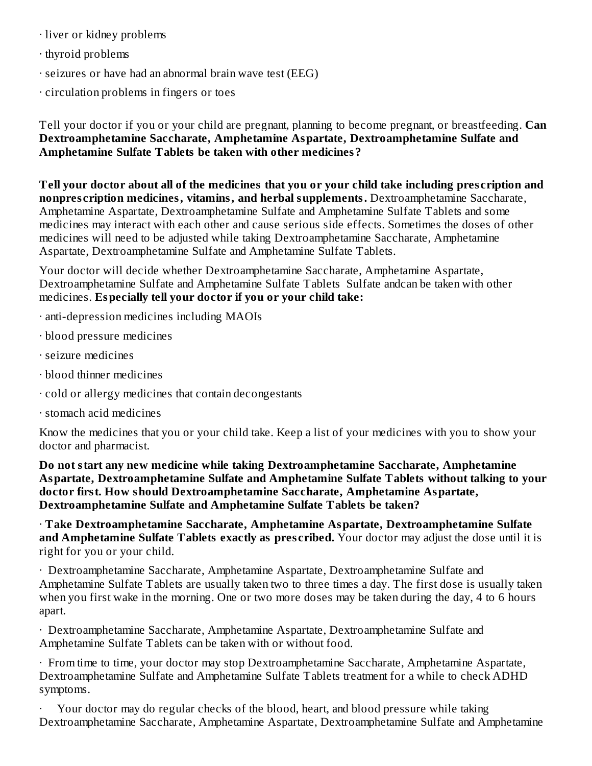· liver or kidney problems

· thyroid problems

· seizures or have had an abnormal brain wave test (EEG)

· circulation problems in fingers or toes

Tell your doctor if you or your child are pregnant, planning to become pregnant, or breastfeeding. **Can Dextroamphetamine Saccharate, Amphetamine Aspartate, Dextroamphetamine Sulfate and Amphetamine Sulfate Tablets be taken with other medicines?**

**Tell your doctor about all of the medicines that you or your child take including prescription and nonprescription medicines, vitamins, and herbal supplements.** Dextroamphetamine Saccharate, Amphetamine Aspartate, Dextroamphetamine Sulfate and Amphetamine Sulfate Tablets and some medicines may interact with each other and cause serious side effects. Sometimes the doses of other medicines will need to be adjusted while taking Dextroamphetamine Saccharate, Amphetamine Aspartate, Dextroamphetamine Sulfate and Amphetamine Sulfate Tablets.

Your doctor will decide whether Dextroamphetamine Saccharate, Amphetamine Aspartate, Dextroamphetamine Sulfate and Amphetamine Sulfate Tablets Sulfate andcan be taken with other medicines. **Especially tell your doctor if you or your child take:**

· anti-depression medicines including MAOIs

· blood pressure medicines

· seizure medicines

· blood thinner medicines

· cold or allergy medicines that contain decongestants

· stomach acid medicines

Know the medicines that you or your child take. Keep a list of your medicines with you to show your doctor and pharmacist.

**Do not start any new medicine while taking Dextroamphetamine Saccharate, Amphetamine Aspartate, Dextroamphetamine Sulfate and Amphetamine Sulfate Tablets without talking to your doctor first. How should Dextroamphetamine Saccharate, Amphetamine Aspartate, Dextroamphetamine Sulfate and Amphetamine Sulfate Tablets be taken?**

· **Take Dextroamphetamine Saccharate, Amphetamine Aspartate, Dextroamphetamine Sulfate and Amphetamine Sulfate Tablets exactly as prescribed.** Your doctor may adjust the dose until it is right for you or your child.

· Dextroamphetamine Saccharate, Amphetamine Aspartate, Dextroamphetamine Sulfate and Amphetamine Sulfate Tablets are usually taken two to three times a day. The first dose is usually taken when you first wake in the morning. One or two more doses may be taken during the day, 4 to 6 hours apart.

· Dextroamphetamine Saccharate, Amphetamine Aspartate, Dextroamphetamine Sulfate and Amphetamine Sulfate Tablets can be taken with or without food.

· From time to time, your doctor may stop Dextroamphetamine Saccharate, Amphetamine Aspartate, Dextroamphetamine Sulfate and Amphetamine Sulfate Tablets treatment for a while to check ADHD symptoms.

· Your doctor may do regular checks of the blood, heart, and blood pressure while taking Dextroamphetamine Saccharate, Amphetamine Aspartate, Dextroamphetamine Sulfate and Amphetamine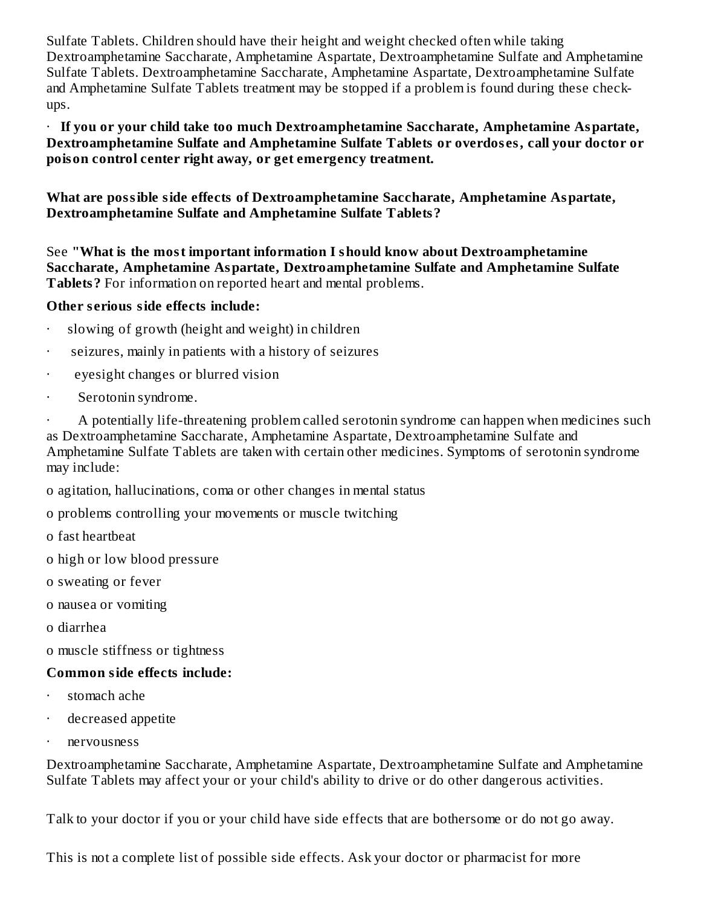Sulfate Tablets. Children should have their height and weight checked often while taking Dextroamphetamine Saccharate, Amphetamine Aspartate, Dextroamphetamine Sulfate and Amphetamine Sulfate Tablets. Dextroamphetamine Saccharate, Amphetamine Aspartate, Dextroamphetamine Sulfate and Amphetamine Sulfate Tablets treatment may be stopped if a problem is found during these check-ups.

- **If you or your child take too much Dextroamphetamine Saccharate, Amphetamine Aspartate, Dextroamphetamine Sulfate and Amphetamine Sulfate Tablets or overdoses, call your doctor or poison control center right away, or get emergency treatment.**

**What are possible side effects of Dextroamphetamine Saccharate, Amphetamine Aspartate, Dextroamphetamine Sulfate and Amphetamine Sulfate Tablets?**

See **"What is the most important information I should know about Dextroamphetamine Saccharate, Amphetamine Aspartate, Dextroamphetamine Sulfate and Amphetamine Sulfate Tablets?** For information on reported heart and mental problems.

**Other serious side effects include:**

- slowing of growth (height and weight) in children
- seizures, mainly in patients with a history of seizures
- eyesight changes or blurred vision
- Serotonin syndrome.
- A potentially life-threatening problem called serotonin syndrome can happen when medicines such as Dextroamphetamine Saccharate, Amphetamine Aspartate, Dextroamphetamine Sulfate and Amphetamine Sulfate Tablets are taken with certain other medicines. Symptoms of serotonin syndrome may include:

  - agitation, hallucinations, coma or other changes in mental status
  - problems controlling your movements or muscle twitching
  - fast heartbeat
  - high or low blood pressure
  - sweating or fever
  - nausea or vomiting
  - diarrhea
  - muscle stiffness or tightness

**Common side effects include:**

- stomach ache
- decreased appetite
- nervousness

Dextroamphetamine Saccharate, Amphetamine Aspartate, Dextroamphetamine Sulfate and Amphetamine Sulfate Tablets may affect your or your child's ability to drive or do other dangerous activities.

Talk to your doctor if you or your child have side effects that are bothersome or do not go away.

This is not a complete list of possible side effects. Ask your doctor or pharmacist for more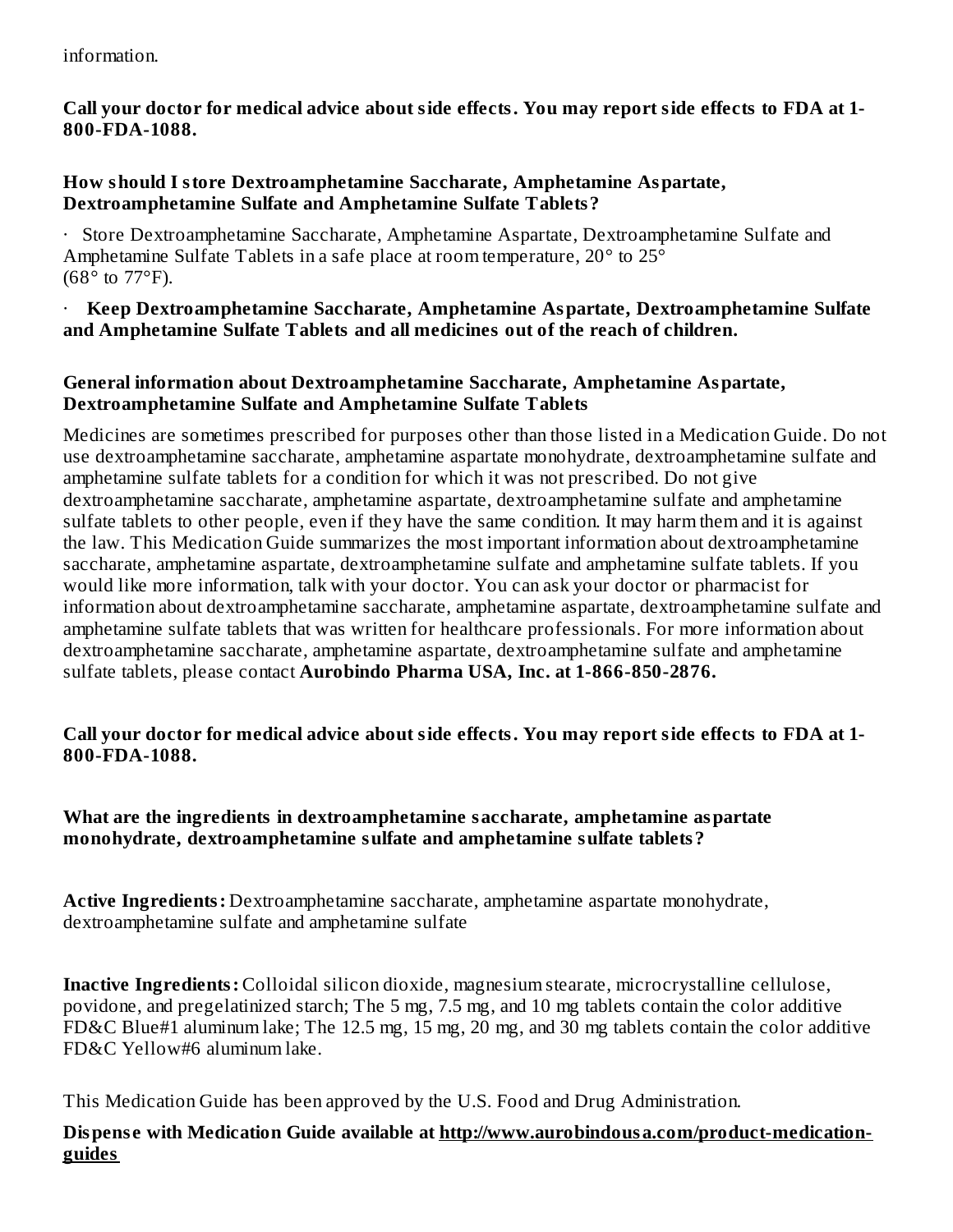information.

**Call your doctor for medical advice about side effects. You may report side effects to FDA at 1-800-FDA-1088.**

**How should I store Dextroamphetamine Saccharate, Amphetamine Aspartate, Dextroamphetamine Sulfate and Amphetamine Sulfate Tablets?**

· Store Dextroamphetamine Saccharate, Amphetamine Aspartate, Dextroamphetamine Sulfate and Amphetamine Sulfate Tablets in a safe place at room temperature, 20° to 25° (68° to 77°F).

· **Keep Dextroamphetamine Saccharate, Amphetamine Aspartate, Dextroamphetamine Sulfate and Amphetamine Sulfate Tablets and all medicines out of the reach of children.**

**General information about Dextroamphetamine Saccharate, Amphetamine Aspartate, Dextroamphetamine Sulfate and Amphetamine Sulfate Tablets**

Medicines are sometimes prescribed for purposes other than those listed in a Medication Guide. Do not use dextroamphetamine saccharate, amphetamine aspartate monohydrate, dextroamphetamine sulfate and amphetamine sulfate tablets for a condition for which it was not prescribed. Do not give dextroamphetamine saccharate, amphetamine aspartate, dextroamphetamine sulfate and amphetamine sulfate tablets to other people, even if they have the same condition. It may harm them and it is against the law. This Medication Guide summarizes the most important information about dextroamphetamine saccharate, amphetamine aspartate, dextroamphetamine sulfate and amphetamine sulfate tablets. If you would like more information, talk with your doctor. You can ask your doctor or pharmacist for information about dextroamphetamine saccharate, amphetamine aspartate, dextroamphetamine sulfate and amphetamine sulfate tablets that was written for healthcare professionals. For more information about dextroamphetamine saccharate, amphetamine aspartate, dextroamphetamine sulfate and amphetamine sulfate tablets, please contact **Aurobindo Pharma USA, Inc. at 1-866-850-2876.**

**Call your doctor for medical advice about side effects. You may report side effects to FDA at 1-800-FDA-1088.**

**What are the ingredients in dextroamphetamine saccharate, amphetamine aspartate monohydrate, dextroamphetamine sulfate and amphetamine sulfate tablets?**

**Active Ingredients:** Dextroamphetamine saccharate, amphetamine aspartate monohydrate, dextroamphetamine sulfate and amphetamine sulfate

**Inactive Ingredients:** Colloidal silicon dioxide, magnesium stearate, microcrystalline cellulose, povidone, and pregelatinized starch; The 5 mg, 7.5 mg, and 10 mg tablets contain the color additive FD&C Blue#1 aluminum lake; The 12.5 mg, 15 mg, 20 mg, and 30 mg tablets contain the color additive FD&C Yellow#6 aluminum lake.

This Medication Guide has been approved by the U.S. Food and Drug Administration.

**Dispense with Medication Guide available at http://www.aurobindousa.com/product-medication-guides**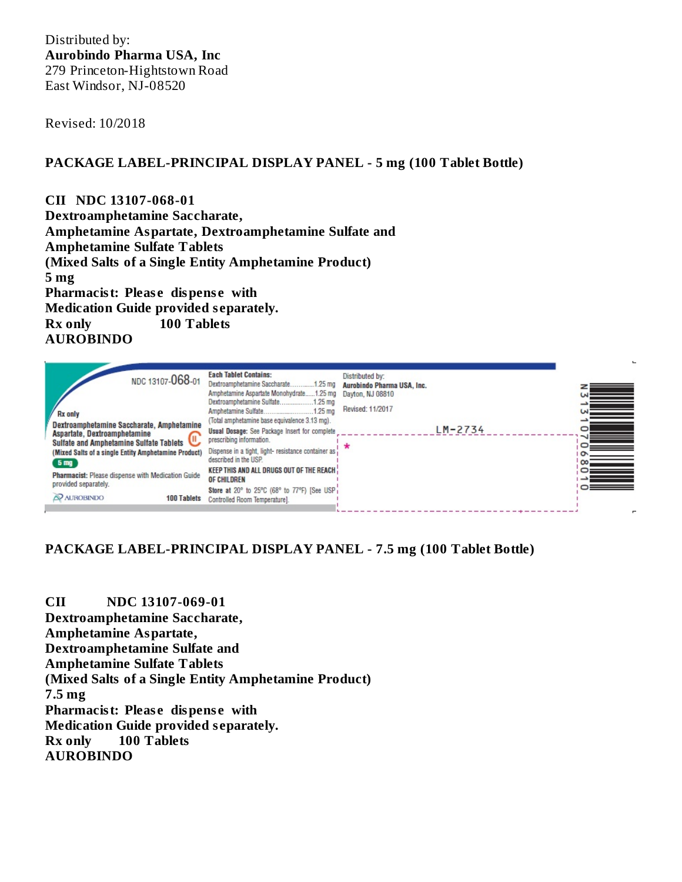Distributed by:
**Aurobindo Pharma USA, Inc**
279 Princeton-Hightstown Road
East Windsor, NJ-08520

Revised: 10/2018

**PACKAGE LABEL-PRINCIPAL DISPLAY PANEL - 5 mg (100 Tablet Bottle)**

**CII NDC 13107-068-01**
**Dextroamphetamine Saccharate,**
**Amphetamine Aspartate, Dextroamphetamine Sulfate and**
**Amphetamine Sulfate Tablets**
**(Mixed Salts of a Single Entity Amphetamine Product)**
**5 mg**
**Pharmacist: Please dispense with**
**Medication Guide provided separately.**
**Rx only 100 Tablets**
**AUROBINDO**

NDC 13107-068-01

Rx only

Dextroamphetamine Saccharate, Amphetamine Aspartate, Dextroamphetamine Sulfate and Amphetamine Sulfate Tablets CII
(Mixed Salts of a single Entity Amphetamine Product)
5 mg

Pharmacist: Please dispense with Medication Guide provided separately.

AUROBINDO 100 Tablets

**Each Tablet Contains:**
Dextroamphetamine Saccharate............1.25 mg
Amphetamine Aspartate Monohydrate......1.25 mg
Dextroamphetamine Sulfate..................1.25 mg
Amphetamine Sulfate..........................1.25 mg
(Total amphetamine base equivalence 3.13 mg).

**Usual Dosage:** See Package Insert for complete prescribing information.

Dispense in a tight, light- resistance container as described in the USP.

**KEEP THIS AND ALL DRUGS OUT OF THE REACH OF CHILDREN**

**Store** at 20° to 25°C (68° to 77°F) [See USP Controlled Room Temperature].

Distributed by:
**Aurobindo Pharma USA, Inc.**
Dayton, NJ 08810

Revised: 11/2017

LM-2734

N 3 13107 06801 0

**PACKAGE LABEL-PRINCIPAL DISPLAY PANEL - 7.5 mg (100 Tablet Bottle)**

**CII NDC 13107-069-01**
**Dextroamphetamine Saccharate,**
**Amphetamine Aspartate,**
**Dextroamphetamine Sulfate and**
**Amphetamine Sulfate Tablets**
**(Mixed Salts of a Single Entity Amphetamine Product)**
**7.5 mg**
**Pharmacist: Please dispense with**
**Medication Guide provided separately.**
**Rx only 100 Tablets**
**AUROBINDO**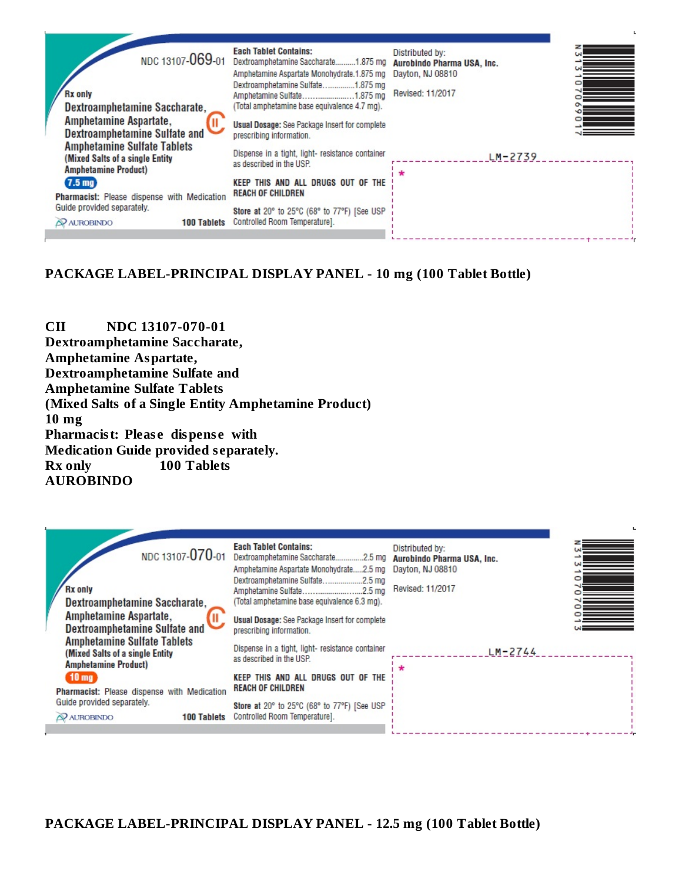NDC 13107-069-01

Rx only

Dextroamphetamine Saccharate, Amphetamine Aspartate, Dextroamphetamine Sulfate and Amphetamine Sulfate Tablets

(Mixed Salts of a single Entity Amphetamine Product)

7.5 mg

Pharmacist: Please dispense with Medication Guide provided separately.

AUROBINDO 100 Tablets

Each Tablet Contains:
Dextroamphetamine Saccharate..........1.875 mg
Amphetamine Aspartate Monohydrate.1.875 mg
Dextroamphetamine Sulfate...............1.875 mg
Amphetamine Sulfate.........................1.875 mg
(Total amphetamine base equivalence 4.7 mg).

Usual Dosage: See Package Insert for complete prescribing information.

Dispense in a tight, light- resistance container as described in the USP.

KEEP THIS AND ALL DRUGS OUT OF THE REACH OF CHILDREN

Store at 20° to 25°C (68° to 77°F) [See USP Controlled Room Temperature].

Distributed by:
Aurobindo Pharma USA, Inc.
Dayton, NJ 08810

Revised: 11/2017

LM-2739

N313107069017

## PACKAGE LABEL-PRINCIPAL DISPLAY PANEL - 10 mg (100 Tablet Bottle)

**CII NDC 13107-070-01**
**Dextroamphetamine Saccharate,**
**Amphetamine Aspartate,**
**Dextroamphetamine Sulfate and**
**Amphetamine Sulfate Tablets**
**(Mixed Salts of a Single Entity Amphetamine Product)**
**10 mg**
**Pharmacist: Please dispense with**
**Medication Guide provided separately.**
**Rx only 100 Tablets**
**AUROBINDO**

NDC 13107-070-01

Rx only

Dextroamphetamine Saccharate, Amphetamine Aspartate, Dextroamphetamine Sulfate and Amphetamine Sulfate Tablets

(Mixed Salts of a single Entity Amphetamine Product)

10 mg

Pharmacist: Please dispense with Medication Guide provided separately.

AUROBINDO 100 Tablets

Each Tablet Contains:
Dextroamphetamine Saccharate..............2.5 mg
Amphetamine Aspartate Monohydrate.....2.5 mg
Dextroamphetamine Sulfate....................2.5 mg
Amphetamine Sulfate.............................2.5 mg
(Total amphetamine base equivalence 6.3 mg).

Usual Dosage: See Package Insert for complete prescribing information.

Dispense in a tight, light- resistance container as described in the USP.

KEEP THIS AND ALL DRUGS OUT OF THE REACH OF CHILDREN

Store at 20° to 25°C (68° to 77°F) [See USP Controlled Room Temperature].

Distributed by:
Aurobindo Pharma USA, Inc.
Dayton, NJ 08810

Revised: 11/2017

LM-2744

N313107070013

## PACKAGE LABEL-PRINCIPAL DISPLAY PANEL - 12.5 mg (100 Tablet Bottle)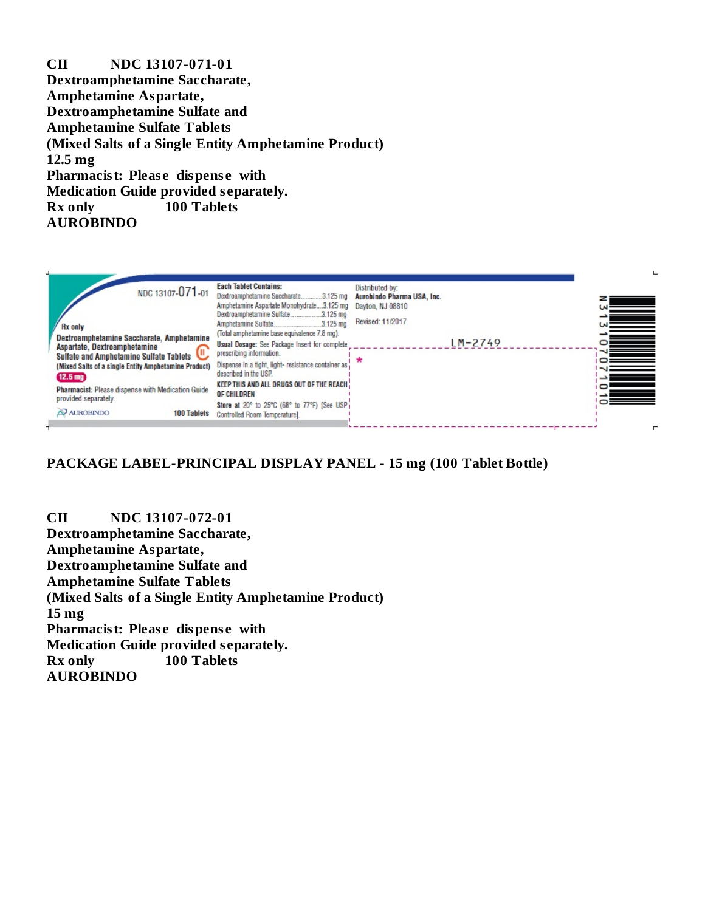**CII NDC 13107-071-01**
**Dextroamphetamine Saccharate,**
**Amphetamine Aspartate,**
**Dextroamphetamine Sulfate and**
**Amphetamine Sulfate Tablets**
**(Mixed Salts of a Single Entity Amphetamine Product)**
**12.5 mg**
**Pharmacist: Please dispense with**
**Medication Guide provided separately.**
**Rx only 100 Tablets**
**AUROBINDO**

NDC 13107-071-01

Rx only

Dextroamphetamine Saccharate, Amphetamine Aspartate, Dextroamphetamine Sulfate and Amphetamine Sulfate Tablets CII

(Mixed Salts of a single Entity Amphetamine Product)

12.5 mg

Pharmacist: Please dispense with Medication Guide provided separately.

AUROBINDO 100 Tablets

Each Tablet Contains:
Dextroamphetamine Saccharate............3.125 mg
Amphetamine Aspartate Monohydrate....3.125 mg
Dextroamphetamine Sulfate..................3.125 mg
Amphetamine Sulfate..............................3.125 mg
(Total amphetamine base equivalence 7.8 mg).

Usual Dosage: See Package Insert for complete prescribing information.

Dispense in a tight, light- resistance container as described in the USP.

KEEP THIS AND ALL DRUGS OUT OF THE REACH OF CHILDREN

Store at 20° to 25°C (68° to 77°F) [See USP Controlled Room Temperature].

Distributed by:
Aurobindo Pharma USA, Inc.
Dayton, NJ 08810

Revised: 11/2017

LM-2749

N 3 13107 07101 0

## PACKAGE LABEL-PRINCIPAL DISPLAY PANEL - 15 mg (100 Tablet Bottle)

**CII NDC 13107-072-01**
**Dextroamphetamine Saccharate,**
**Amphetamine Aspartate,**
**Dextroamphetamine Sulfate and**
**Amphetamine Sulfate Tablets**
**(Mixed Salts of a Single Entity Amphetamine Product)**
**15 mg**
**Pharmacist: Please dispense with**
**Medication Guide provided separately.**
**Rx only 100 Tablets**
**AUROBINDO**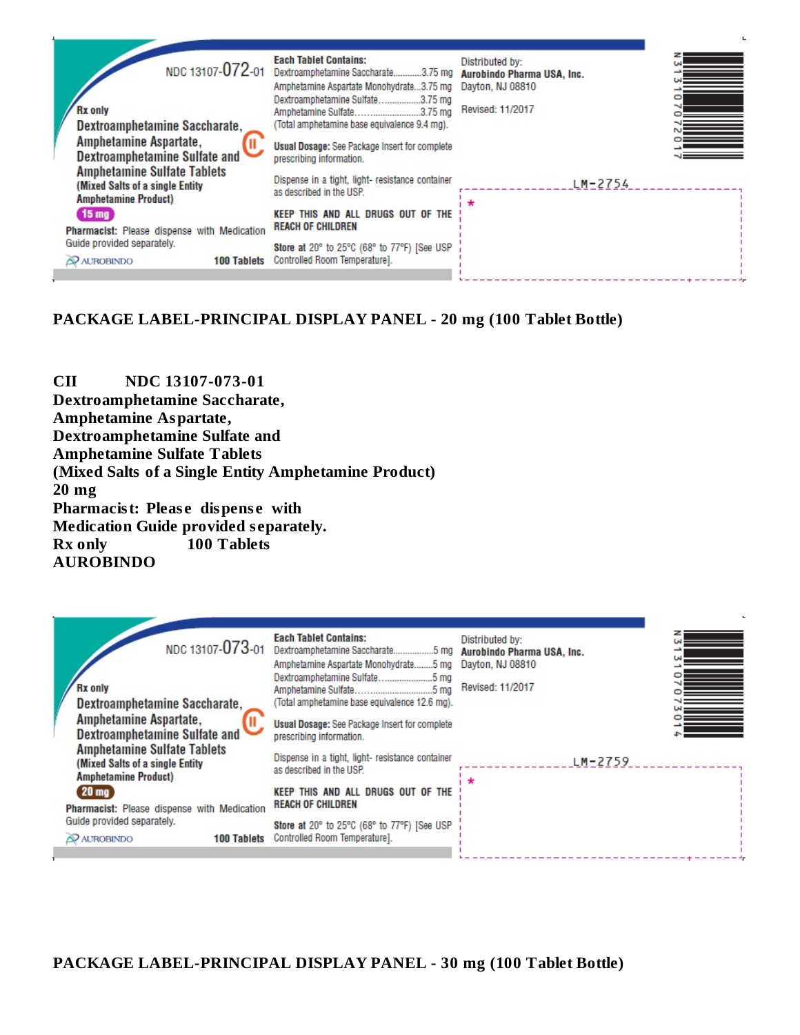NDC 13107-072-01

Rx only

Dextroamphetamine Saccharate, Amphetamine Aspartate, Dextroamphetamine Sulfate and Amphetamine Sulfate Tablets

(Mixed Salts of a single Entity Amphetamine Product)

CII

15 mg

Pharmacist: Please dispense with Medication Guide provided separately.

AUROBINDO

100 Tablets

**Each Tablet Contains:**

Dextroamphetamine Saccharate............3.75 mg
Amphetamine Aspartate Monohydrate...3.75 mg
Dextroamphetamine Sulfate..................3.75 mg
Amphetamine Sulfate...........................3.75 mg
(Total amphetamine base equivalence 9.4 mg).

**Usual Dosage:** See Package Insert for complete prescribing information.

Dispense in a tight, light- resistance container as described in the USP.

**KEEP THIS AND ALL DRUGS OUT OF THE REACH OF CHILDREN**

**Store** at 20° to 25°C (68° to 77°F) [See USP Controlled Room Temperature].

Distributed by:
**Aurobindo Pharma USA, Inc.**
Dayton, NJ 08810

Revised: 11/2017

LM-2754

N 3 13107 07201 7

**PACKAGE LABEL-PRINCIPAL DISPLAY PANEL - 20 mg (100 Tablet Bottle)**

**CII NDC 13107-073-01**
**Dextroamphetamine Saccharate,**
**Amphetamine Aspartate,**
**Dextroamphetamine Sulfate and**
**Amphetamine Sulfate Tablets**
**(Mixed Salts of a Single Entity Amphetamine Product)**
**20 mg**
**Pharmacist: Please dispense with**
**Medication Guide provided separately.**
**Rx only 100 Tablets**
**AUROBINDO**

NDC 13107-073-01

Rx only

Dextroamphetamine Saccharate, Amphetamine Aspartate, Dextroamphetamine Sulfate and Amphetamine Sulfate Tablets

(Mixed Salts of a single Entity Amphetamine Product)

CII

20 mg

Pharmacist: Please dispense with Medication Guide provided separately.

AUROBINDO

100 Tablets

**Each Tablet Contains:**

Dextroamphetamine Saccharate................5 mg
Amphetamine Aspartate Monohydrate........5 mg
Dextroamphetamine Sulfate......................5 mg
Amphetamine Sulfate................................5 mg
(Total amphetamine base equivalence 12.6 mg).

**Usual Dosage:** See Package Insert for complete prescribing information.

Dispense in a tight, light- resistance container as described in the USP.

**KEEP THIS AND ALL DRUGS OUT OF THE REACH OF CHILDREN**

**Store** at 20° to 25°C (68° to 77°F) [See USP Controlled Room Temperature].

Distributed by:
**Aurobindo Pharma USA, Inc.**
Dayton, NJ 08810

Revised: 11/2017

LM-2759

N 3 13107 07301 4

**PACKAGE LABEL-PRINCIPAL DISPLAY PANEL - 30 mg (100 Tablet Bottle)**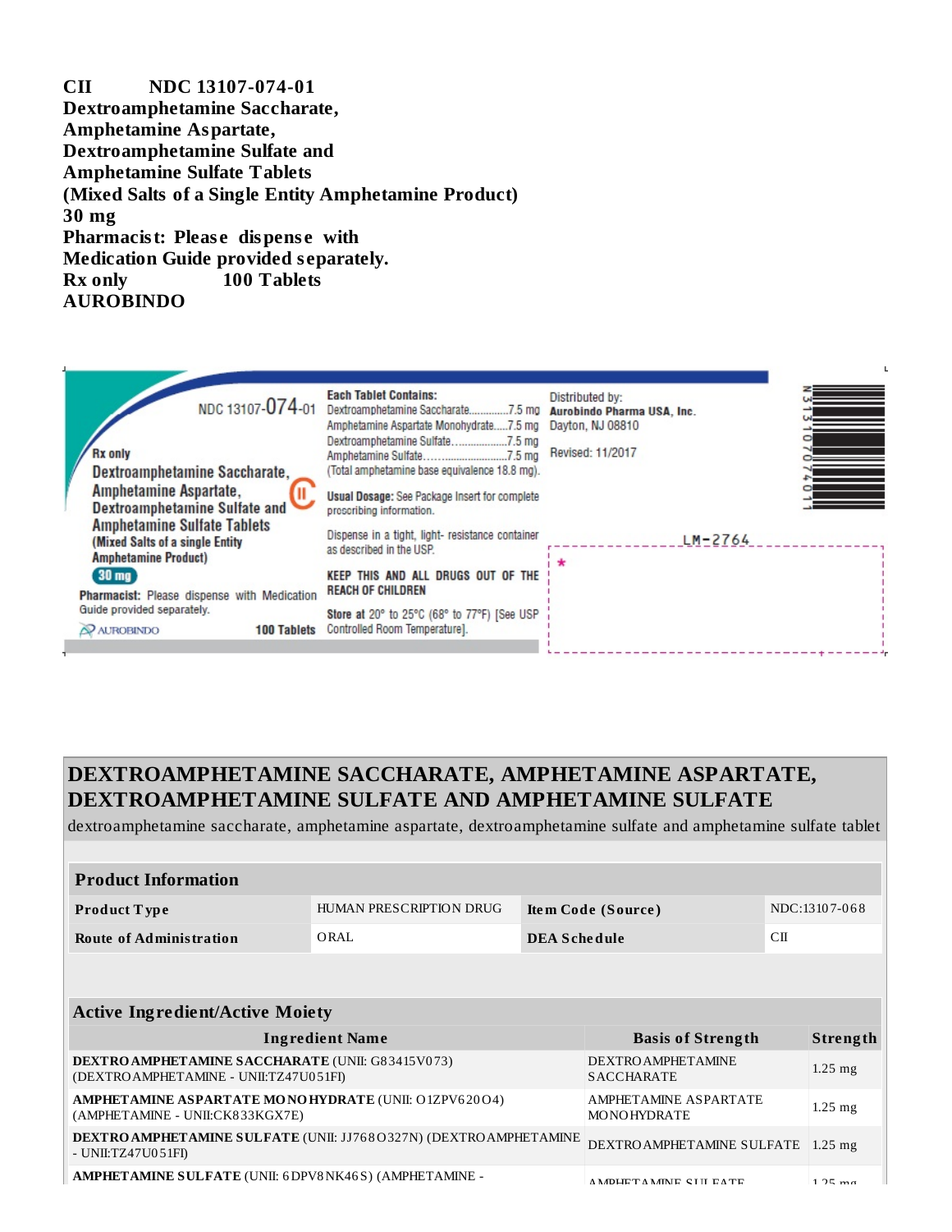CII NDC 13107-074-01
**Dextroamphetamine Saccharate, Amphetamine Aspartate, Dextroamphetamine Sulfate and Amphetamine Sulfate Tablets**
**(Mixed Salts of a Single Entity Amphetamine Product)**
**30 mg**
**Pharmacist: Please dispense with Medication Guide provided separately.**
**Rx only 100 Tablets**
**AUROBINDO**

NDC 13107-074-01

Rx only

Dextroamphetamine Saccharate, Amphetamine Aspartate, Dextroamphetamine Sulfate and Amphetamine Sulfate Tablets CII

(Mixed Salts of a single Entity Amphetamine Product)

30 mg

Pharmacist: Please dispense with Medication Guide provided separately.

AUROBINDO 100 Tablets

**Each Tablet Contains:**
Dextroamphetamine Saccharate.............7.5 mg
Amphetamine Aspartate Monohydrate.....7.5 mg
Dextroamphetamine Sulfate....................7.5 mg
Amphetamine Sulfate.............................7.5 mg
(Total amphetamine base equivalence 18.8 mg).

**Usual Dosage:** See Package Insert for complete prescribing information.

Dispense in a tight, light- resistance container as described in the USP.

**KEEP THIS AND ALL DRUGS OUT OF THE REACH OF CHILDREN**

**Store** at 20° to 25°C (68° to 77°F) [See USP Controlled Room Temperature].

Distributed by:
**Aurobindo Pharma USA, Inc.**
Dayton, NJ 08810

Revised: 11/2017

LM-2764

## DEXTROAMPHETAMINE SACCHARATE, AMPHETAMINE ASPARTATE, DEXTROAMPHETAMINE SULFATE AND AMPHETAMINE SULFATE

dextroamphetamine saccharate, amphetamine aspartate, dextroamphetamine sulfate and amphetamine sulfate tablet

| **Product Information** | | | |
|---|---|---|---|
| **Product Type** | HUMAN PRESCRIPTION DRUG | **Item Code (Source)** | NDC:13107-068 |
| **Route of Administration** | ORAL | **DEA Schedule** | CII |

| **Active Ingredient/Active Moiety** | | |
|---|---|---|
| **Ingredient Name** | **Basis of Strength** | **Strength** |
| **DEXTROAMPHETAMINE SACCHARATE** (UNII: G83415V073) (DEXTROAMPHETAMINE - UNII:TZ47U051FI) | DEXTROAMPHETAMINE SACCHARATE | 1.25 mg |
| **AMPHETAMINE ASPARTATE MONOHYDRATE** (UNII: O1ZPV620O4) (AMPHETAMINE - UNII:CK833KGX7E) | AMPHETAMINE ASPARTATE MONOHYDRATE | 1.25 mg |
| **DEXTROAMPHETAMINE SULFATE** (UNII: JJ768O327N) (DEXTROAMPHETAMINE - UNII:TZ47U051FI) | DEXTROAMPHETAMINE SULFATE | 1.25 mg |
| **AMPHETAMINE SULFATE** (UNII: 6DPV8NK46S) (AMPHETAMINE - | AMPHETAMINE SULFATE | 1.25 mg |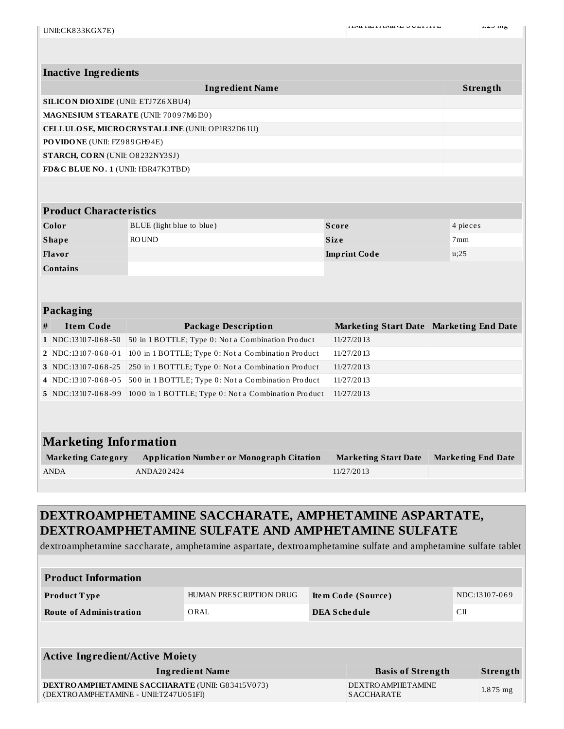| UNII:CK833KGX7E) | AMPHETAMINE SULFATE | 1.25 mg |
|---|---|---|

| Inactive Ingredients | |
|---|---|
| **Ingredient Name** | **Strength** |
| **SILICON DIOXIDE** (UNII: ETJ7Z6XBU4) | |
| **MAGNESIUM STEARATE** (UNII: 70097M6I30) | |
| **CELLULOSE, MICROCRYSTALLINE** (UNII: OP1R32D61U) | |
| **POVIDONE** (UNII: FZ989GH94E) | |
| **STARCH, CORN** (UNII: O8232NY3SJ) | |
| **FD&C BLUE NO. 1** (UNII: H3R47K3TBD) | |

| Product Characteristics | | | |
|---|---|---|---|
| **Color** | BLUE (light blue to blue) | **Score** | 4 pieces |
| **Shape** | ROUND | **Size** | 7mm |
| **Flavor** | | **Imprint Code** | u;25 |
| **Contains** | | | |

| Packaging | | | | |
|---|---|---|---|---|
| **#** | **Item Code** | **Package Description** | **Marketing Start Date** | **Marketing End Date** |
| 1 | NDC:13107-068-50 | 50 in 1 BOTTLE; Type 0: Not a Combination Product | 11/27/2013 | |
| 2 | NDC:13107-068-01 | 100 in 1 BOTTLE; Type 0: Not a Combination Product | 11/27/2013 | |
| 3 | NDC:13107-068-25 | 250 in 1 BOTTLE; Type 0: Not a Combination Product | 11/27/2013 | |
| 4 | NDC:13107-068-05 | 500 in 1 BOTTLE; Type 0: Not a Combination Product | 11/27/2013 | |
| 5 | NDC:13107-068-99 | 1000 in 1 BOTTLE; Type 0: Not a Combination Product | 11/27/2013 | |

## Marketing Information

| Marketing Category | Application Number or Monograph Citation | Marketing Start Date | Marketing End Date |
|---|---|---|---|
| ANDA | ANDA202424 | 11/27/2013 | |

## DEXTROAMPHETAMINE SACCHARATE, AMPHETAMINE ASPARTATE, DEXTROAMPHETAMINE SULFATE AND AMPHETAMINE SULFATE

dextroamphetamine saccharate, amphetamine aspartate, dextroamphetamine sulfate and amphetamine sulfate tablet

| Product Information | | | |
|---|---|---|---|
| **Product Type** | HUMAN PRESCRIPTION DRUG | **Item Code (Source)** | NDC:13107-069 |
| **Route of Administration** | ORAL | **DEA Schedule** | CII |

| Active Ingredient/Active Moiety | | |
|---|---|---|
| **Ingredient Name** | **Basis of Strength** | **Strength** |
| **DEXTROAMPHETAMINE SACCHARATE** (UNII: G83415V073) (DEXTROAMPHETAMINE - UNII:TZ47U051FI) | DEXTROAMPHETAMINE SACCHARATE | 1.875 mg |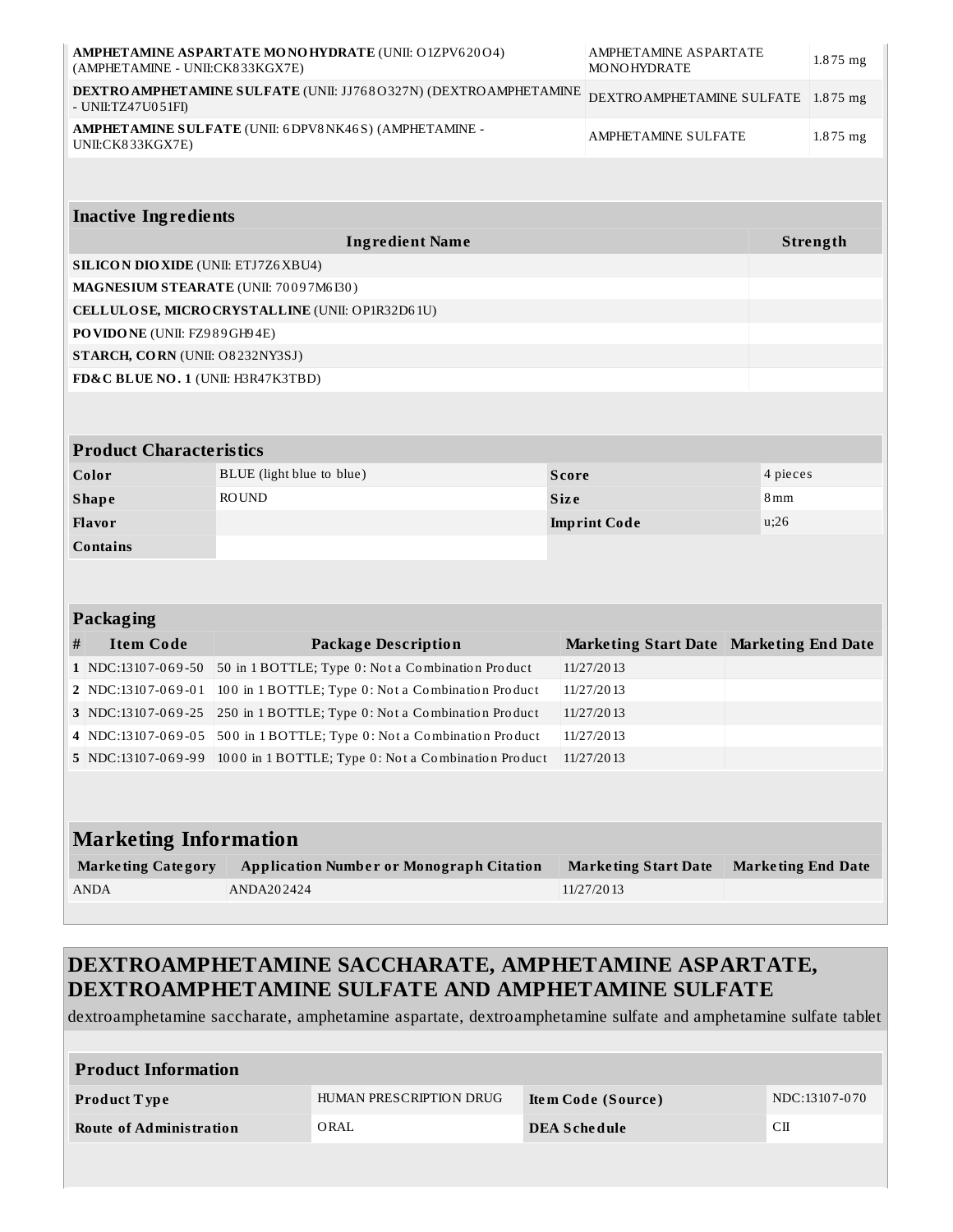| | | |
|---|---|---|
| **AMPHETAMINE ASPARTATE MONOHYDRATE** (UNII: O1ZPV620O4) (AMPHETAMINE - UNII:CK833KGX7E) | AMPHETAMINE ASPARTATE MONOHYDRATE | 1.875 mg |
| **DEXTROAMPHETAMINE SULFATE** (UNII: JJ768O327N) (DEXTROAMPHETAMINE - UNII:TZ47U051FI) | DEXTROAMPHETAMINE SULFATE | 1.875 mg |
| **AMPHETAMINE SULFATE** (UNII: 6DPV8NK46S) (AMPHETAMINE - UNII:CK833KGX7E) | AMPHETAMINE SULFATE | 1.875 mg |

| Inactive Ingredients | |
|---|---|
| **Ingredient Name** | **Strength** |
| **SILICON DIOXIDE** (UNII: ETJ7Z6XBU4) | |
| **MAGNESIUM STEARATE** (UNII: 70097M6I30) | |
| **CELLULOSE, MICROCRYSTALLINE** (UNII: OP1R32D61U) | |
| **POVIDONE** (UNII: FZ989GH94E) | |
| **STARCH, CORN** (UNII: O8232NY3SJ) | |
| **FD&C BLUE NO. 1** (UNII: H3R47K3TBD) | |

| Product Characteristics | | | |
|---|---|---|---|
| **Color** | BLUE (light blue to blue) | **Score** | 4 pieces |
| **Shape** | ROUND | **Size** | 8mm |
| **Flavor** | | **Imprint Code** | u;26 |
| **Contains** | | | |

| Packaging | | | | |
|---|---|---|---|---|
| **#** | **Item Code** | **Package Description** | **Marketing Start Date** | **Marketing End Date** |
| 1 | NDC:13107-069-50 | 50 in 1 BOTTLE; Type 0: Not a Combination Product | 11/27/2013 | |
| 2 | NDC:13107-069-01 | 100 in 1 BOTTLE; Type 0: Not a Combination Product | 11/27/2013 | |
| 3 | NDC:13107-069-25 | 250 in 1 BOTTLE; Type 0: Not a Combination Product | 11/27/2013 | |
| 4 | NDC:13107-069-05 | 500 in 1 BOTTLE; Type 0: Not a Combination Product | 11/27/2013 | |
| 5 | NDC:13107-069-99 | 1000 in 1 BOTTLE; Type 0: Not a Combination Product | 11/27/2013 | |

| Marketing Information | | | |
|---|---|---|---|
| **Marketing Category** | **Application Number or Monograph Citation** | **Marketing Start Date** | **Marketing End Date** |
| ANDA | ANDA202424 | 11/27/2013 | |

## DEXTROAMPHETAMINE SACCHARATE, AMPHETAMINE ASPARTATE, DEXTROAMPHETAMINE SULFATE AND AMPHETAMINE SULFATE

dextroamphetamine saccharate, amphetamine aspartate, dextroamphetamine sulfate and amphetamine sulfate tablet

| Product Information | | | |
|---|---|---|---|
| **Product Type** | HUMAN PRESCRIPTION DRUG | **Item Code (Source)** | NDC:13107-070 |
| **Route of Administration** | ORAL | **DEA Schedule** | CII |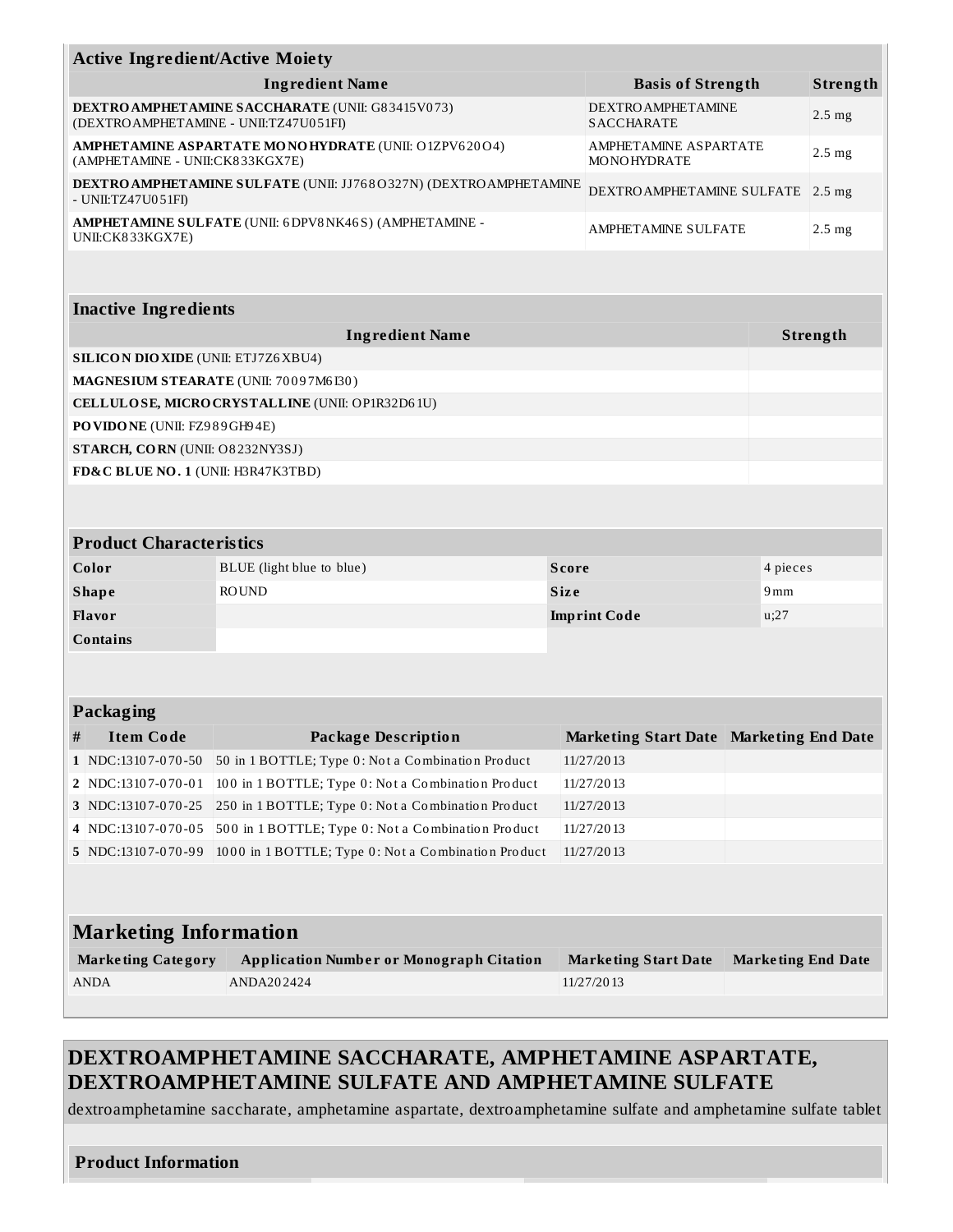| Active Ingredient/Active Moiety | | |
|---|---|---|
| **Ingredient Name** | **Basis of Strength** | **Strength** |
| **DEXTROAMPHETAMINE SACCHARATE** (UNII: G83415V073) (DEXTROAMPHETAMINE - UNII:TZ47U051FI) | DEXTROAMPHETAMINE SACCHARATE | 2.5 mg |
| **AMPHETAMINE ASPARTATE MONOHYDRATE** (UNII: O1ZPV620O4) (AMPHETAMINE - UNII:CK833KGX7E) | AMPHETAMINE ASPARTATE MONOHYDRATE | 2.5 mg |
| **DEXTROAMPHETAMINE SULFATE** (UNII: JJ768O327N) (DEXTROAMPHETAMINE - UNII:TZ47U051FI) | DEXTROAMPHETAMINE SULFATE | 2.5 mg |
| **AMPHETAMINE SULFATE** (UNII: 6DPV8NK46S) (AMPHETAMINE - UNII:CK833KGX7E) | AMPHETAMINE SULFATE | 2.5 mg |

| Inactive Ingredients | |
|---|---|
| **Ingredient Name** | **Strength** |
| **SILICON DIOXIDE** (UNII: ETJ7Z6XBU4) | |
| **MAGNESIUM STEARATE** (UNII: 70097M6I30) | |
| **CELLULOSE, MICROCRYSTALLINE** (UNII: OP1R32D61U) | |
| **POVIDONE** (UNII: FZ989GH94E) | |
| **STARCH, CORN** (UNII: O8232NY3SJ) | |
| **FD&C BLUE NO. 1** (UNII: H3R47K3TBD) | |

| Product Characteristics | | | |
|---|---|---|---|
| **Color** | BLUE (light blue to blue) | **Score** | 4 pieces |
| **Shape** | ROUND | **Size** | 9mm |
| **Flavor** | | **Imprint Code** | u;27 |
| **Contains** | | | |

| Packaging | | | | |
|---|---|---|---|---|
| **#** | **Item Code** | **Package Description** | **Marketing Start Date** | **Marketing End Date** |
| **1** | NDC:13107-070-50 | 50 in 1 BOTTLE; Type 0: Not a Combination Product | 11/27/2013 | |
| **2** | NDC:13107-070-01 | 100 in 1 BOTTLE; Type 0: Not a Combination Product | 11/27/2013 | |
| **3** | NDC:13107-070-25 | 250 in 1 BOTTLE; Type 0: Not a Combination Product | 11/27/2013 | |
| **4** | NDC:13107-070-05 | 500 in 1 BOTTLE; Type 0: Not a Combination Product | 11/27/2013 | |
| **5** | NDC:13107-070-99 | 1000 in 1 BOTTLE; Type 0: Not a Combination Product | 11/27/2013 | |

| Marketing Information | | | |
|---|---|---|---|
| **Marketing Category** | **Application Number or Monograph Citation** | **Marketing Start Date** | **Marketing End Date** |
| ANDA | ANDA202424 | 11/27/2013 | |

## DEXTROAMPHETAMINE SACCHARATE, AMPHETAMINE ASPARTATE, DEXTROAMPHETAMINE SULFATE AND AMPHETAMINE SULFATE

dextroamphetamine saccharate, amphetamine aspartate, dextroamphetamine sulfate and amphetamine sulfate tablet

### Product Information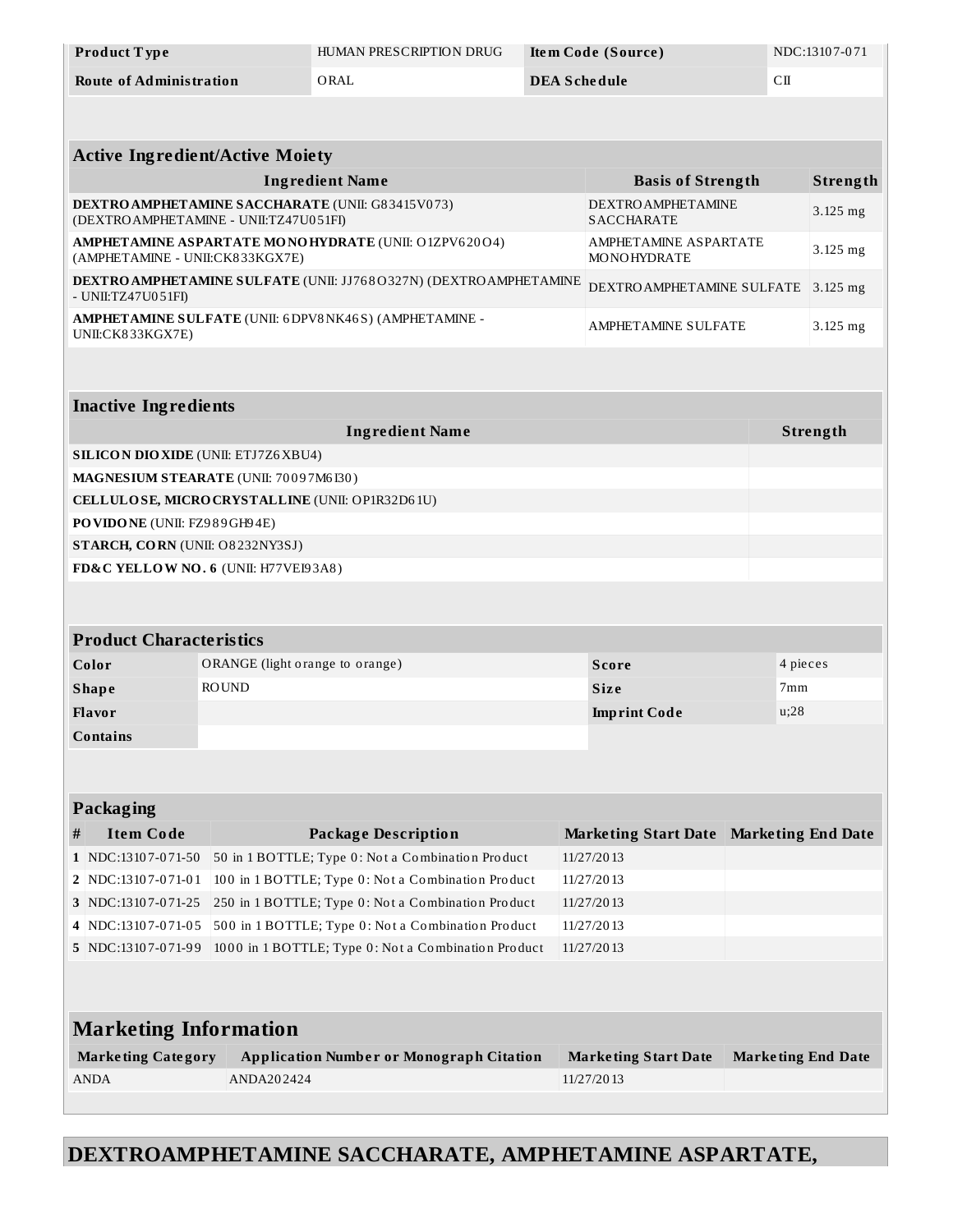| Product Type | HUMAN PRESCRIPTION DRUG | Item Code (Source) | NDC:13107-071 |
|---|---|---|---|
| Route of Administration | ORAL | DEA Schedule | CII |

| Active Ingredient/Active Moiety | | |
|---|---|---|
| **Ingredient Name** | **Basis of Strength** | **Strength** |
| **DEXTROAMPHETAMINE SACCHARATE** (UNII: G83415V073) (DEXTROAMPHETAMINE - UNII:TZ47U051FI) | DEXTROAMPHETAMINE SACCHARATE | 3.125 mg |
| **AMPHETAMINE ASPARTATE MONOHYDRATE** (UNII: O1ZPV620O4) (AMPHETAMINE - UNII:CK833KGX7E) | AMPHETAMINE ASPARTATE MONOHYDRATE | 3.125 mg |
| **DEXTROAMPHETAMINE SULFATE** (UNII: JJ768O327N) (DEXTROAMPHETAMINE - UNII:TZ47U051FI) | DEXTROAMPHETAMINE SULFATE | 3.125 mg |
| **AMPHETAMINE SULFATE** (UNII: 6DPV8NK46S) (AMPHETAMINE - UNII:CK833KGX7E) | AMPHETAMINE SULFATE | 3.125 mg |

| Inactive Ingredients | |
|---|---|
| **Ingredient Name** | **Strength** |
| **SILICON DIOXIDE** (UNII: ETJ7Z6XBU4) | |
| **MAGNESIUM STEARATE** (UNII: 70097M6I30) | |
| **CELLULOSE, MICROCRYSTALLINE** (UNII: OP1R32D61U) | |
| **POVIDONE** (UNII: FZ989GH94E) | |
| **STARCH, CORN** (UNII: O8232NY3SJ) | |
| **FD&C YELLOW NO. 6** (UNII: H77VEI93A8) | |

| Product Characteristics | | | |
|---|---|---|---|
| **Color** | ORANGE (light orange to orange) | **Score** | 4 pieces |
| **Shape** | ROUND | **Size** | 7mm |
| **Flavor** | | **Imprint Code** | u;28 |
| **Contains** | | | |

| Packaging | | | | |
|---|---|---|---|---|
| **#** | **Item Code** | **Package Description** | **Marketing Start Date** | **Marketing End Date** |
| 1 | NDC:13107-071-50 | 50 in 1 BOTTLE; Type 0: Not a Combination Product | 11/27/2013 | |
| 2 | NDC:13107-071-01 | 100 in 1 BOTTLE; Type 0: Not a Combination Product | 11/27/2013 | |
| 3 | NDC:13107-071-25 | 250 in 1 BOTTLE; Type 0: Not a Combination Product | 11/27/2013 | |
| 4 | NDC:13107-071-05 | 500 in 1 BOTTLE; Type 0: Not a Combination Product | 11/27/2013 | |
| 5 | NDC:13107-071-99 | 1000 in 1 BOTTLE; Type 0: Not a Combination Product | 11/27/2013 | |

| Marketing Information | | | |
|---|---|---|---|
| **Marketing Category** | **Application Number or Monograph Citation** | **Marketing Start Date** | **Marketing End Date** |
| ANDA | ANDA202424 | 11/27/2013 | |

## DEXTROAMPHETAMINE SACCHARATE, AMPHETAMINE ASPARTATE,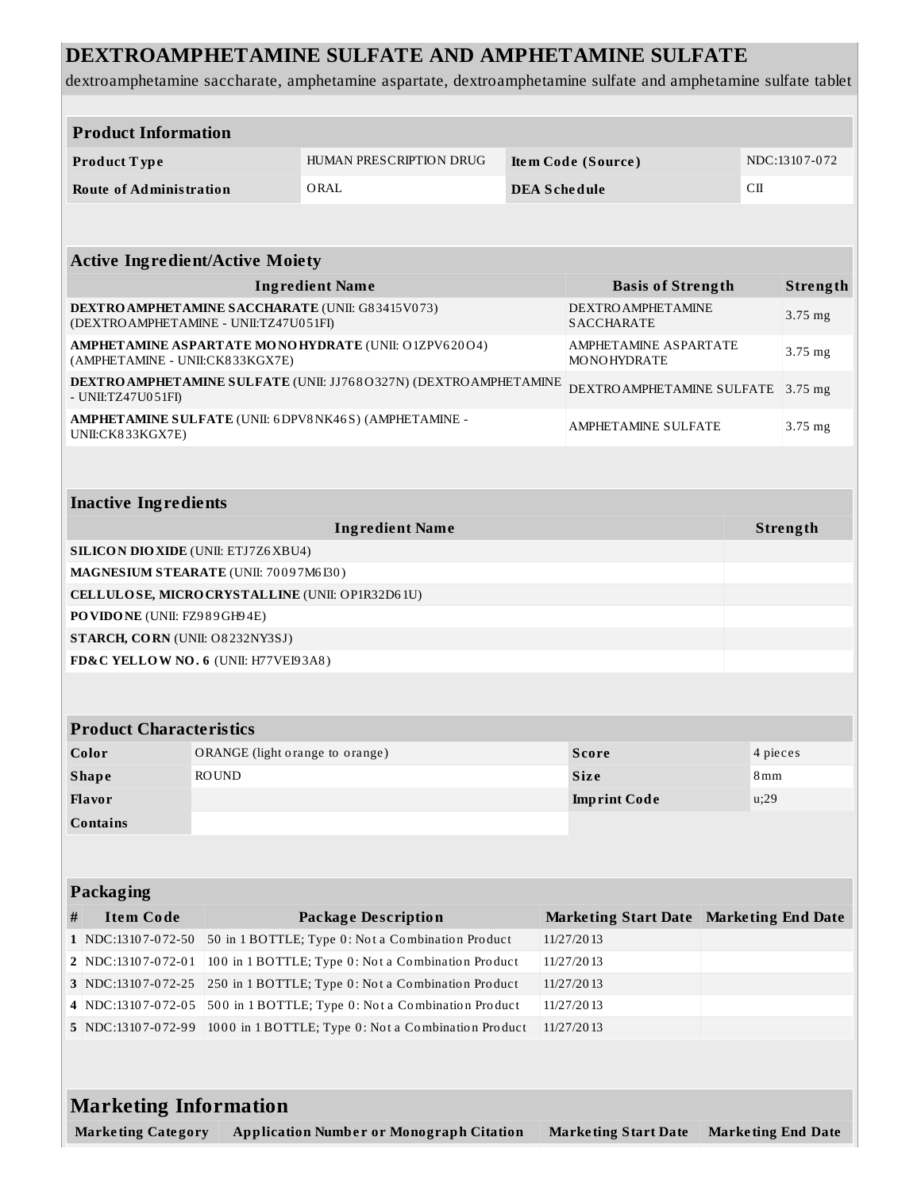# DEXTROAMPHETAMINE SULFATE AND AMPHETAMINE SULFATE

dextroamphetamine saccharate, amphetamine aspartate, dextroamphetamine sulfate and amphetamine sulfate tablet

| Product Information | | | |
|---|---|---|---|
| **Product Type** | HUMAN PRESCRIPTION DRUG | **Item Code (Source)** | NDC:13107-072 |
| **Route of Administration** | ORAL | **DEA Schedule** | CII |

| Active Ingredient/Active Moiety | | |
|---|---|---|
| **Ingredient Name** | **Basis of Strength** | **Strength** |
| **DEXTROAMPHETAMINE SACCHARATE** (UNII: G83415V073) (DEXTROAMPHETAMINE - UNII:TZ47U051FI) | DEXTROAMPHETAMINE SACCHARATE | 3.75 mg |
| **AMPHETAMINE ASPARTATE MONOHYDRATE** (UNII: O1ZPV620O4) (AMPHETAMINE - UNII:CK833KGX7E) | AMPHETAMINE ASPARTATE MONOHYDRATE | 3.75 mg |
| **DEXTROAMPHETAMINE SULFATE** (UNII: JJ768O327N) (DEXTROAMPHETAMINE - UNII:TZ47U051FI) | DEXTROAMPHETAMINE SULFATE | 3.75 mg |
| **AMPHETAMINE SULFATE** (UNII: 6DPV8NK46S) (AMPHETAMINE - UNII:CK833KGX7E) | AMPHETAMINE SULFATE | 3.75 mg |

| Inactive Ingredients | |
|---|---|
| **Ingredient Name** | **Strength** |
| **SILICON DIOXIDE** (UNII: ETJ7Z6XBU4) | |
| **MAGNESIUM STEARATE** (UNII: 70097M6I30) | |
| **CELLULOSE, MICROCRYSTALLINE** (UNII: OP1R32D61U) | |
| **POVIDONE** (UNII: FZ989GH94E) | |
| **STARCH, CORN** (UNII: O8232NY3SJ) | |
| **FD&C YELLOW NO. 6** (UNII: H77VEI93A8) | |

| Product Characteristics | | | |
|---|---|---|---|
| **Color** | ORANGE (light orange to orange) | **Score** | 4 pieces |
| **Shape** | ROUND | **Size** | 8mm |
| **Flavor** | | **Imprint Code** | u;29 |
| **Contains** | | | |

| Packaging | | | | |
|---|---|---|---|---|
| **#** | **Item Code** | **Package Description** | **Marketing Start Date** | **Marketing End Date** |
| 1 | NDC:13107-072-50 | 50 in 1 BOTTLE; Type 0: Not a Combination Product | 11/27/2013 | |
| 2 | NDC:13107-072-01 | 100 in 1 BOTTLE; Type 0: Not a Combination Product | 11/27/2013 | |
| 3 | NDC:13107-072-25 | 250 in 1 BOTTLE; Type 0: Not a Combination Product | 11/27/2013 | |
| 4 | NDC:13107-072-05 | 500 in 1 BOTTLE; Type 0: Not a Combination Product | 11/27/2013 | |
| 5 | NDC:13107-072-99 | 1000 in 1 BOTTLE; Type 0: Not a Combination Product | 11/27/2013 | |

| Marketing Information | | | |
|---|---|---|---|
| **Marketing Category** | **Application Number or Monograph Citation** | **Marketing Start Date** | **Marketing End Date** |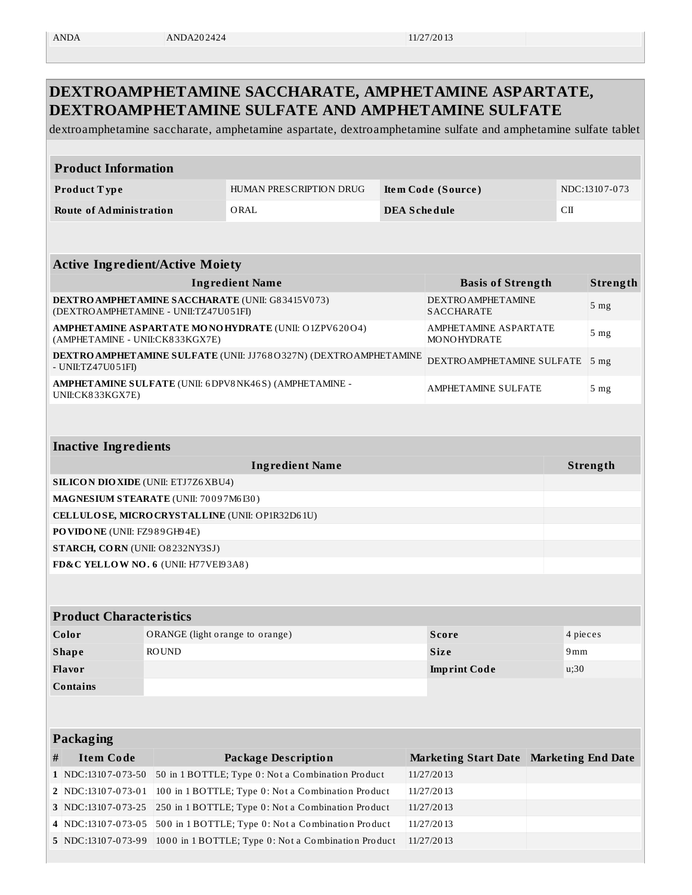| ANDA | ANDA202424 | 11/27/2013 | |
|---|---|---|---|

## DEXTROAMPHETAMINE SACCHARATE, AMPHETAMINE ASPARTATE, DEXTROAMPHETAMINE SULFATE AND AMPHETAMINE SULFATE

dextroamphetamine saccharate, amphetamine aspartate, dextroamphetamine sulfate and amphetamine sulfate tablet

| Product Information | | | |
|---|---|---|---|
| **Product Type** | HUMAN PRESCRIPTION DRUG | **Item Code (Source)** | NDC:13107-073 |
| **Route of Administration** | ORAL | **DEA Schedule** | CII |

| Active Ingredient/Active Moiety | | |
|---|---|---|
| **Ingredient Name** | **Basis of Strength** | **Strength** |
| **DEXTROAMPHETAMINE SACCHARATE** (UNII: G83415V073) (DEXTROAMPHETAMINE - UNII:TZ47U051FI) | DEXTROAMPHETAMINE SACCHARATE | 5 mg |
| **AMPHETAMINE ASPARTATE MONOHYDRATE** (UNII: O1ZPV620O4) (AMPHETAMINE - UNII:CK833KGX7E) | AMPHETAMINE ASPARTATE MONOHYDRATE | 5 mg |
| **DEXTROAMPHETAMINE SULFATE** (UNII: JJ768O327N) (DEXTROAMPHETAMINE - UNII:TZ47U051FI) | DEXTROAMPHETAMINE SULFATE | 5 mg |
| **AMPHETAMINE SULFATE** (UNII: 6DPV8NK46S) (AMPHETAMINE - UNII:CK833KGX7E) | AMPHETAMINE SULFATE | 5 mg |

| Inactive Ingredients | |
|---|---|
| **Ingredient Name** | **Strength** |
| **SILICON DIOXIDE** (UNII: ETJ7Z6XBU4) | |
| **MAGNESIUM STEARATE** (UNII: 70097M6I30) | |
| **CELLULOSE, MICROCRYSTALLINE** (UNII: OP1R32D61U) | |
| **POVIDONE** (UNII: FZ989GH94E) | |
| **STARCH, CORN** (UNII: O8232NY3SJ) | |
| **FD&C YELLOW NO. 6** (UNII: H77VEI93A8) | |

| Product Characteristics | | | |
|---|---|---|---|
| **Color** | ORANGE (light orange to orange) | **Score** | 4 pieces |
| **Shape** | ROUND | **Size** | 9mm |
| **Flavor** | | **Imprint Code** | u;30 |
| **Contains** | | | |

| Packaging | | | | |
|---|---|---|---|---|
| **#** | **Item Code** | **Package Description** | **Marketing Start Date** | **Marketing End Date** |
| **1** | NDC:13107-073-50 | 50 in 1 BOTTLE; Type 0: Not a Combination Product | 11/27/2013 | |
| **2** | NDC:13107-073-01 | 100 in 1 BOTTLE; Type 0: Not a Combination Product | 11/27/2013 | |
| **3** | NDC:13107-073-25 | 250 in 1 BOTTLE; Type 0: Not a Combination Product | 11/27/2013 | |
| **4** | NDC:13107-073-05 | 500 in 1 BOTTLE; Type 0: Not a Combination Product | 11/27/2013 | |
| **5** | NDC:13107-073-99 | 1000 in 1 BOTTLE; Type 0: Not a Combination Product | 11/27/2013 | |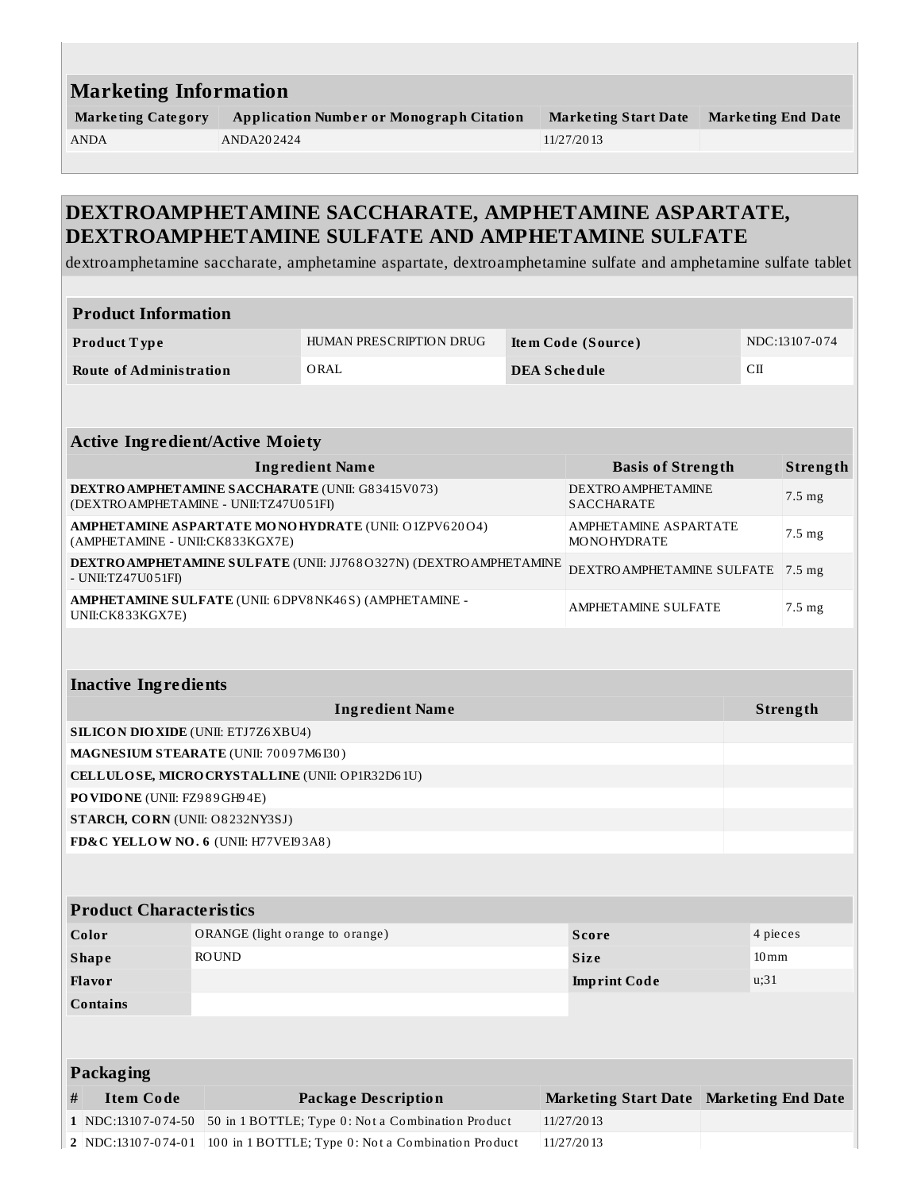## Marketing Information

| Marketing Category | Application Number or Monograph Citation | Marketing Start Date | Marketing End Date |
|---|---|---|---|
| ANDA | ANDA202424 | 11/27/2013 | |

## DEXTROAMPHETAMINE SACCHARATE, AMPHETAMINE ASPARTATE, DEXTROAMPHETAMINE SULFATE AND AMPHETAMINE SULFATE

dextroamphetamine saccharate, amphetamine aspartate, dextroamphetamine sulfate and amphetamine sulfate tablet

### Product Information

| | | | |
|---|---|---|---|
| **Product Type** | HUMAN PRESCRIPTION DRUG | **Item Code (Source)** | NDC:13107-074 |
| **Route of Administration** | ORAL | **DEA Schedule** | CII |

### Active Ingredient/Active Moiety

| Ingredient Name | Basis of Strength | Strength |
|---|---|---|
| **DEXTROAMPHETAMINE SACCHARATE** (UNII: G83415V073) (DEXTROAMPHETAMINE - UNII:TZ47U051FI) | DEXTROAMPHETAMINE SACCHARATE | 7.5 mg |
| **AMPHETAMINE ASPARTATE MONOHYDRATE** (UNII: O1ZPV620O4) (AMPHETAMINE - UNII:CK833KGX7E) | AMPHETAMINE ASPARTATE MONOHYDRATE | 7.5 mg |
| **DEXTROAMPHETAMINE SULFATE** (UNII: JJ768O327N) (DEXTROAMPHETAMINE - UNII:TZ47U051FI) | DEXTROAMPHETAMINE SULFATE | 7.5 mg |
| **AMPHETAMINE SULFATE** (UNII: 6DPV8NK46S) (AMPHETAMINE - UNII:CK833KGX7E) | AMPHETAMINE SULFATE | 7.5 mg |

### Inactive Ingredients

| Ingredient Name | Strength |
|---|---|
| **SILICON DIOXIDE** (UNII: ETJ7Z6XBU4) | |
| **MAGNESIUM STEARATE** (UNII: 70097M6I30) | |
| **CELLULOSE, MICROCRYSTALLINE** (UNII: OP1R32D61U) | |
| **POVIDONE** (UNII: FZ989GH94E) | |
| **STARCH, CORN** (UNII: O8232NY3SJ) | |
| **FD&C YELLOW NO. 6** (UNII: H77VEI93A8) | |

### Product Characteristics

| | | | |
|---|---|---|---|
| **Color** | ORANGE (light orange to orange) | **Score** | 4 pieces |
| **Shape** | ROUND | **Size** | 10mm |
| **Flavor** | | **Imprint Code** | u;31 |
| **Contains** | | | |

### Packaging

| # | Item Code | Package Description | Marketing Start Date | Marketing End Date |
|---|---|---|---|---|
| 1 | NDC:13107-074-50 | 50 in 1 BOTTLE; Type 0: Not a Combination Product | 11/27/2013 | |
| 2 | NDC:13107-074-01 | 100 in 1 BOTTLE; Type 0: Not a Combination Product | 11/27/2013 | |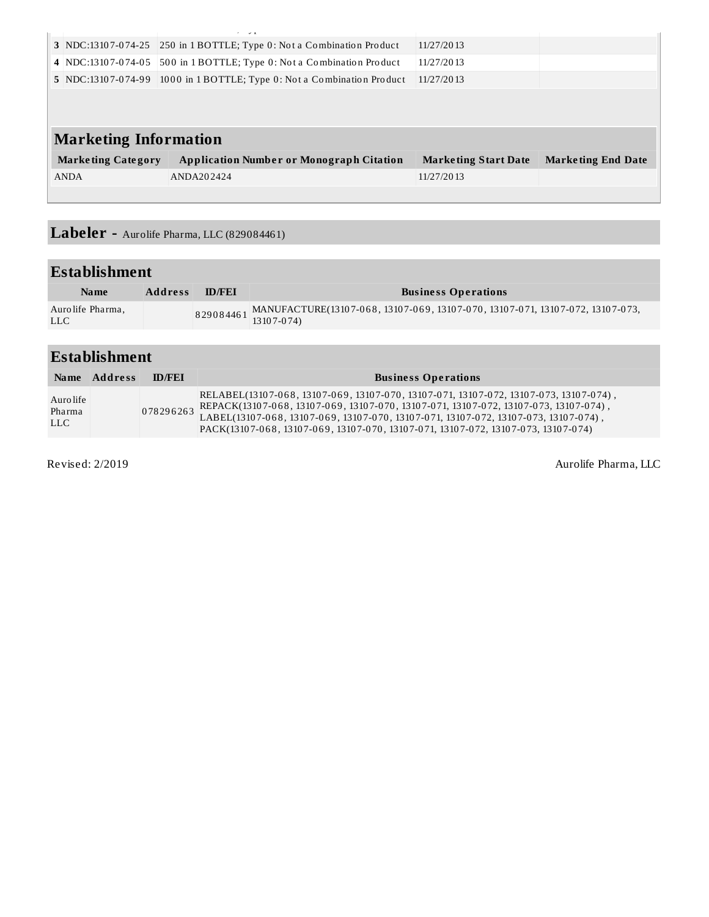| | | | | |
|---|---|---|---|---|
| 3 | NDC:13107-074-25 | 250 in 1 BOTTLE; Type 0: Not a Combination Product | 11/27/2013 | |
| 4 | NDC:13107-074-05 | 500 in 1 BOTTLE; Type 0: Not a Combination Product | 11/27/2013 | |
| 5 | NDC:13107-074-99 | 1000 in 1 BOTTLE; Type 0: Not a Combination Product | 11/27/2013 | |

## Marketing Information

| Marketing Category | Application Number or Monograph Citation | Marketing Start Date | Marketing End Date |
|---|---|---|---|
| ANDA | ANDA202424 | 11/27/2013 | |

## Labeler - Aurolife Pharma, LLC (829084461)

## Establishment

| Name | Address | ID/FEI | Business Operations |
|---|---|---|---|
| Aurolife Pharma, LLC | | 829084461 | MANUFACTURE(13107-068, 13107-069, 13107-070, 13107-071, 13107-072, 13107-073, 13107-074) |

## Establishment

| Name | Address | ID/FEI | Business Operations |
|---|---|---|---|
| Aurolife Pharma LLC | | 078296263 | RELABEL(13107-068, 13107-069, 13107-070, 13107-071, 13107-072, 13107-073, 13107-074) , REPACK(13107-068, 13107-069, 13107-070, 13107-071, 13107-072, 13107-073, 13107-074) , LABEL(13107-068, 13107-069, 13107-070, 13107-071, 13107-072, 13107-073, 13107-074) , PACK(13107-068, 13107-069, 13107-070, 13107-071, 13107-072, 13107-073, 13107-074) |

Revised: 2/2019

Aurolife Pharma, LLC